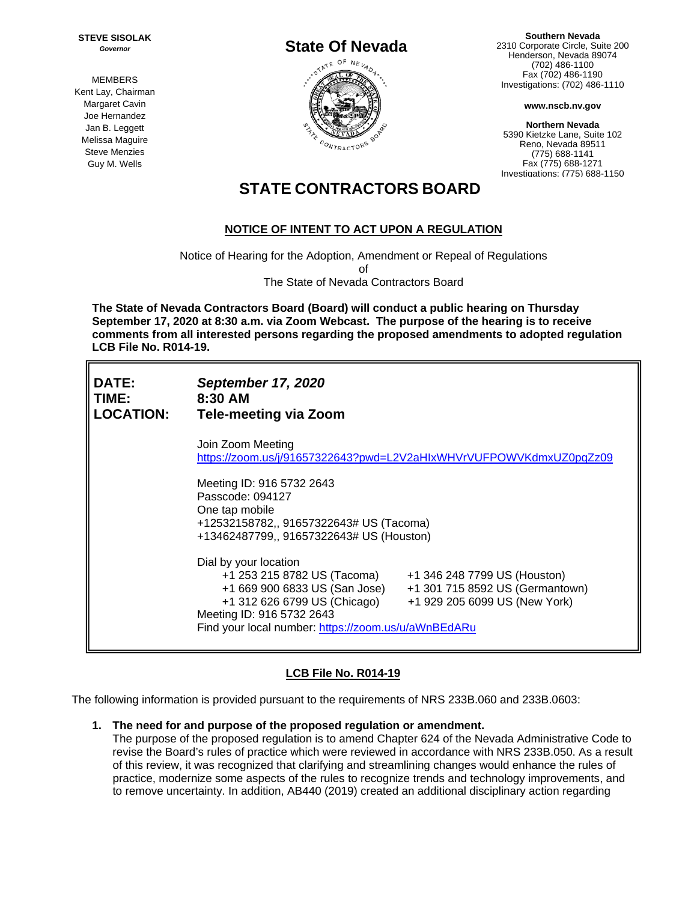**STEVE SISOLAK**
*Governor*

MEMBERS
Kent Lay, Chairman
Margaret Cavin
Joe Hernandez
Jan B. Leggett
Melissa Maguire
Steve Menzies
Guy M. Wells

**State Of Nevada**

**Southern Nevada**
2310 Corporate Circle, Suite 200
Henderson, Nevada 89074
(702) 486-1100
Fax (702) 486-1190
Investigations: (702) 486-1110

**www.nscb.nv.gov**

**Northern Nevada**
5390 Kietzke Lane, Suite 102
Reno, Nevada 89511
(775) 688-1141
Fax (775) 688-1271
Investigations: (775) 688-1150

# STATE CONTRACTORS BOARD

## NOTICE OF INTENT TO ACT UPON A REGULATION

Notice of Hearing for the Adoption, Amendment or Repeal of Regulations
of
The State of Nevada Contractors Board

**The State of Nevada Contractors Board (Board) will conduct a public hearing on Thursday September 17, 2020 at 8:30 a.m. via Zoom Webcast. The purpose of the hearing is to receive comments from all interested persons regarding the proposed amendments to adopted regulation LCB File No. R014-19.**

| | |
|---|---|
| **DATE:** | ***September 17, 2020*** |
| **TIME:** | **8:30 AM** |
| **LOCATION:** | **Tele-meeting via Zoom** |

Join Zoom Meeting
https://zoom.us/j/91657322643?pwd=L2V2aHIxWHVrVUFPOWVKdmxUZ0pqZz09

Meeting ID: 916 5732 2643
Passcode: 094127
One tap mobile
+12532158782,, 91657322643# US (Tacoma)
+13462487799,, 91657322643# US (Houston)

Dial by your location
+1 253 215 8782 US (Tacoma)
+1 346 248 7799 US (Houston)
+1 669 900 6833 US (San Jose)
+1 301 715 8592 US (Germantown)
+1 312 626 6799 US (Chicago)
+1 929 205 6099 US (New York)
Meeting ID: 916 5732 2643
Find your local number: https://zoom.us/u/aWnBEdARu

## LCB File No. R014-19

The following information is provided pursuant to the requirements of NRS 233B.060 and 233B.0603:

1. **The need for and purpose of the proposed regulation or amendment.**
   The purpose of the proposed regulation is to amend Chapter 624 of the Nevada Administrative Code to revise the Board's rules of practice which were reviewed in accordance with NRS 233B.050. As a result of this review, it was recognized that clarifying and streamlining changes would enhance the rules of practice, modernize some aspects of the rules to recognize trends and technology improvements, and to remove uncertainty. In addition, AB440 (2019) created an additional disciplinary action regarding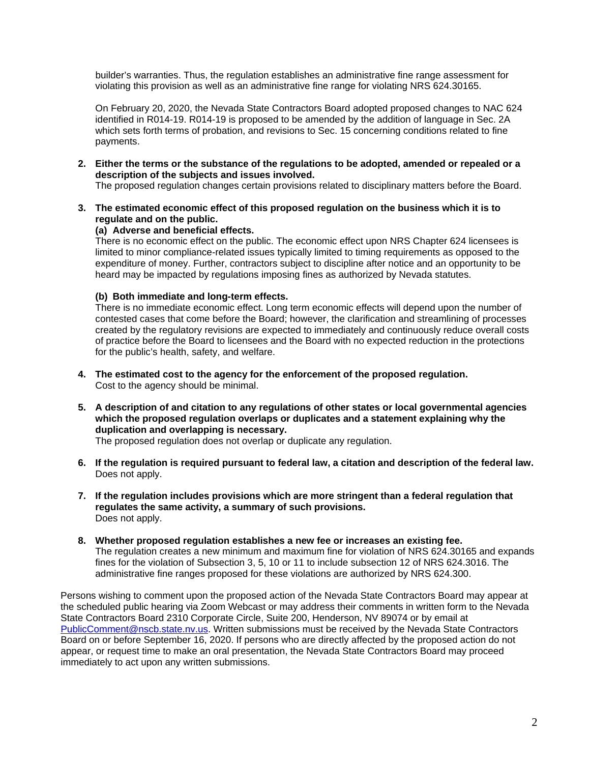builder's warranties. Thus, the regulation establishes an administrative fine range assessment for violating this provision as well as an administrative fine range for violating NRS 624.30165.

On February 20, 2020, the Nevada State Contractors Board adopted proposed changes to NAC 624 identified in R014-19. R014-19 is proposed to be amended by the addition of language in Sec. 2A which sets forth terms of probation, and revisions to Sec. 15 concerning conditions related to fine payments.

2. **Either the terms or the substance of the regulations to be adopted, amended or repealed or a description of the subjects and issues involved.**
   The proposed regulation changes certain provisions related to disciplinary matters before the Board.

3. **The estimated economic effect of this proposed regulation on the business which it is to regulate and on the public.**
   **(a) Adverse and beneficial effects.**
   There is no economic effect on the public. The economic effect upon NRS Chapter 624 licensees is limited to minor compliance-related issues typically limited to timing requirements as opposed to the expenditure of money. Further, contractors subject to discipline after notice and an opportunity to be heard may be impacted by regulations imposing fines as authorized by Nevada statutes.

   **(b) Both immediate and long-term effects.**
   There is no immediate economic effect. Long term economic effects will depend upon the number of contested cases that come before the Board; however, the clarification and streamlining of processes created by the regulatory revisions are expected to immediately and continuously reduce overall costs of practice before the Board to licensees and the Board with no expected reduction in the protections for the public's health, safety, and welfare.

4. **The estimated cost to the agency for the enforcement of the proposed regulation.**
   Cost to the agency should be minimal.

5. **A description of and citation to any regulations of other states or local governmental agencies which the proposed regulation overlaps or duplicates and a statement explaining why the duplication and overlapping is necessary.**
   The proposed regulation does not overlap or duplicate any regulation.

6. **If the regulation is required pursuant to federal law, a citation and description of the federal law.**
   Does not apply.

7. **If the regulation includes provisions which are more stringent than a federal regulation that regulates the same activity, a summary of such provisions.**
   Does not apply.

8. **Whether proposed regulation establishes a new fee or increases an existing fee.**
   The regulation creates a new minimum and maximum fine for violation of NRS 624.30165 and expands fines for the violation of Subsection 3, 5, 10 or 11 to include subsection 12 of NRS 624.3016. The administrative fine ranges proposed for these violations are authorized by NRS 624.300.

Persons wishing to comment upon the proposed action of the Nevada State Contractors Board may appear at the scheduled public hearing via Zoom Webcast or may address their comments in written form to the Nevada State Contractors Board 2310 Corporate Circle, Suite 200, Henderson, NV 89074 or by email at PublicComment@nscb.state.nv.us. Written submissions must be received by the Nevada State Contractors Board on or before September 16, 2020. If persons who are directly affected by the proposed action do not appear, or request time to make an oral presentation, the Nevada State Contractors Board may proceed immediately to act upon any written submissions.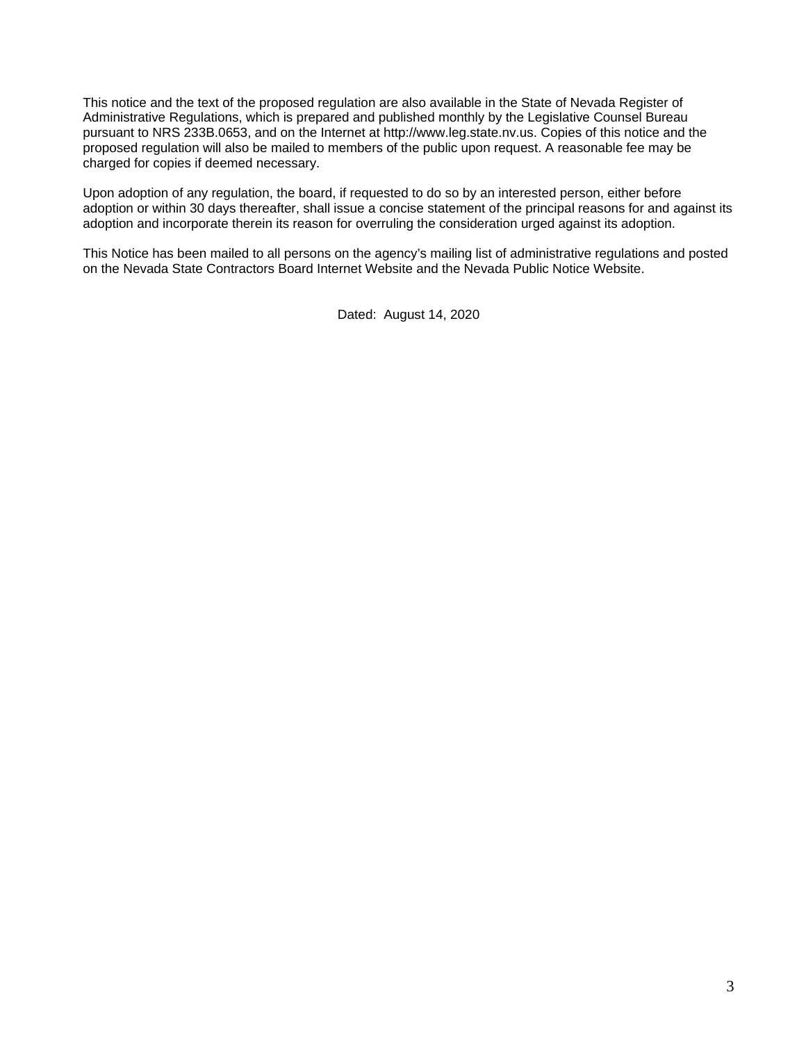This notice and the text of the proposed regulation are also available in the State of Nevada Register of Administrative Regulations, which is prepared and published monthly by the Legislative Counsel Bureau pursuant to NRS 233B.0653, and on the Internet at http://www.leg.state.nv.us. Copies of this notice and the proposed regulation will also be mailed to members of the public upon request. A reasonable fee may be charged for copies if deemed necessary.

Upon adoption of any regulation, the board, if requested to do so by an interested person, either before adoption or within 30 days thereafter, shall issue a concise statement of the principal reasons for and against its adoption and incorporate therein its reason for overruling the consideration urged against its adoption.

This Notice has been mailed to all persons on the agency's mailing list of administrative regulations and posted on the Nevada State Contractors Board Internet Website and the Nevada Public Notice Website.

Dated: August 14, 2020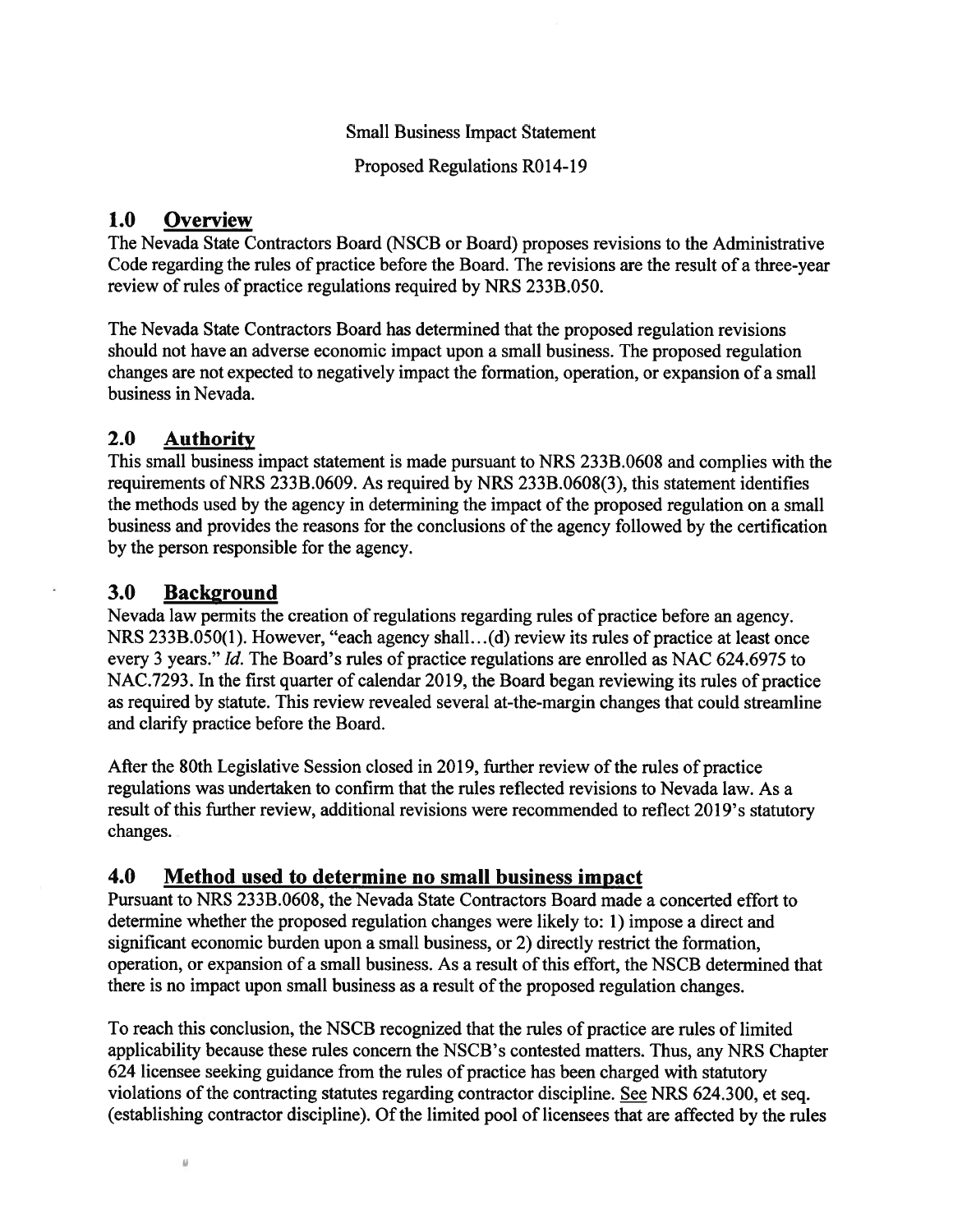Small Business Impact Statement

Proposed Regulations R014-19

## 1.0 Overview

The Nevada State Contractors Board (NSCB or Board) proposes revisions to the Administrative Code regarding the rules of practice before the Board. The revisions are the result of a three-year review of rules of practice regulations required by NRS 233B.050.

The Nevada State Contractors Board has determined that the proposed regulation revisions should not have an adverse economic impact upon a small business. The proposed regulation changes are not expected to negatively impact the formation, operation, or expansion of a small business in Nevada.

## 2.0 Authority

This small business impact statement is made pursuant to NRS 233B.0608 and complies with the requirements of NRS 233B.0609. As required by NRS 233B.0608(3), this statement identifies the methods used by the agency in determining the impact of the proposed regulation on a small business and provides the reasons for the conclusions of the agency followed by the certification by the person responsible for the agency.

## 3.0 Background

Nevada law permits the creation of regulations regarding rules of practice before an agency. NRS 233B.050(1). However, "each agency shall…(d) review its rules of practice at least once every 3 years." *Id.* The Board's rules of practice regulations are enrolled as NAC 624.6975 to NAC.7293. In the first quarter of calendar 2019, the Board began reviewing its rules of practice as required by statute. This review revealed several at-the-margin changes that could streamline and clarify practice before the Board.

After the 80th Legislative Session closed in 2019, further review of the rules of practice regulations was undertaken to confirm that the rules reflected revisions to Nevada law. As a result of this further review, additional revisions were recommended to reflect 2019's statutory changes.

## 4.0 Method used to determine no small business impact

Pursuant to NRS 233B.0608, the Nevada State Contractors Board made a concerted effort to determine whether the proposed regulation changes were likely to: 1) impose a direct and significant economic burden upon a small business, or 2) directly restrict the formation, operation, or expansion of a small business. As a result of this effort, the NSCB determined that there is no impact upon small business as a result of the proposed regulation changes.

To reach this conclusion, the NSCB recognized that the rules of practice are rules of limited applicability because these rules concern the NSCB's contested matters. Thus, any NRS Chapter 624 licensee seeking guidance from the rules of practice has been charged with statutory violations of the contracting statutes regarding contractor discipline. See NRS 624.300, et seq. (establishing contractor discipline). Of the limited pool of licensees that are affected by the rules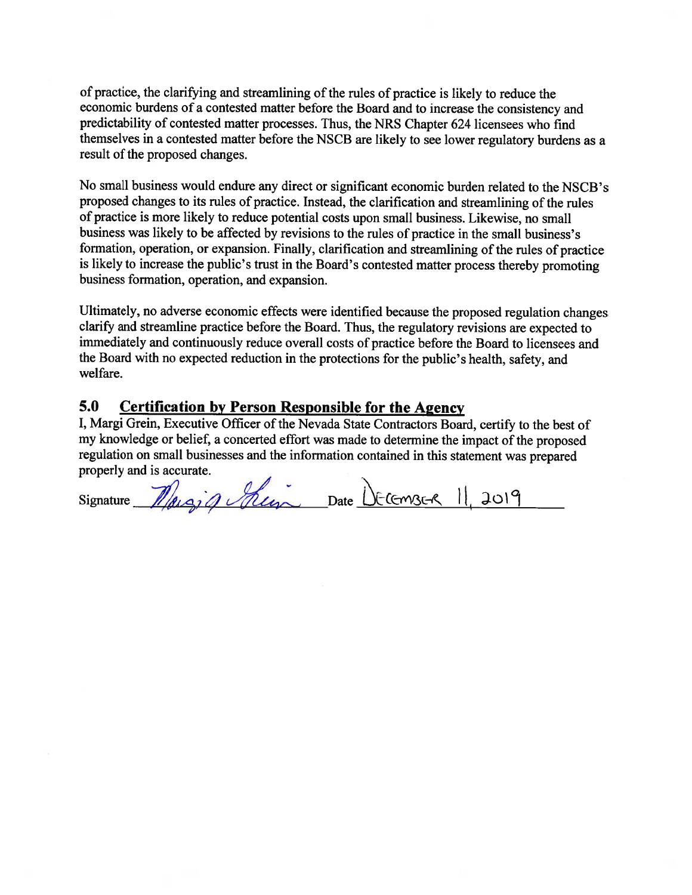of practice, the clarifying and streamlining of the rules of practice is likely to reduce the economic burdens of a contested matter before the Board and to increase the consistency and predictability of contested matter processes. Thus, the NRS Chapter 624 licensees who find themselves in a contested matter before the NSCB are likely to see lower regulatory burdens as a result of the proposed changes.

No small business would endure any direct or significant economic burden related to the NSCB's proposed changes to its rules of practice. Instead, the clarification and streamlining of the rules of practice is more likely to reduce potential costs upon small business. Likewise, no small business was likely to be affected by revisions to the rules of practice in the small business's formation, operation, or expansion. Finally, clarification and streamlining of the rules of practice is likely to increase the public's trust in the Board's contested matter process thereby promoting business formation, operation, and expansion.

Ultimately, no adverse economic effects were identified because the proposed regulation changes clarify and streamline practice before the Board. Thus, the regulatory revisions are expected to immediately and continuously reduce overall costs of practice before the Board to licensees and the Board with no expected reduction in the protections for the public's health, safety, and welfare.

## 5.0 Certification by Person Responsible for the Agency

I, Margi Grein, Executive Officer of the Nevada State Contractors Board, certify to the best of my knowledge or belief, a concerted effort was made to determine the impact of the proposed regulation on small businesses and the information contained in this statement was prepared properly and is accurate.

Signature *Margi A Grein* Date DECEMBER 11, 2019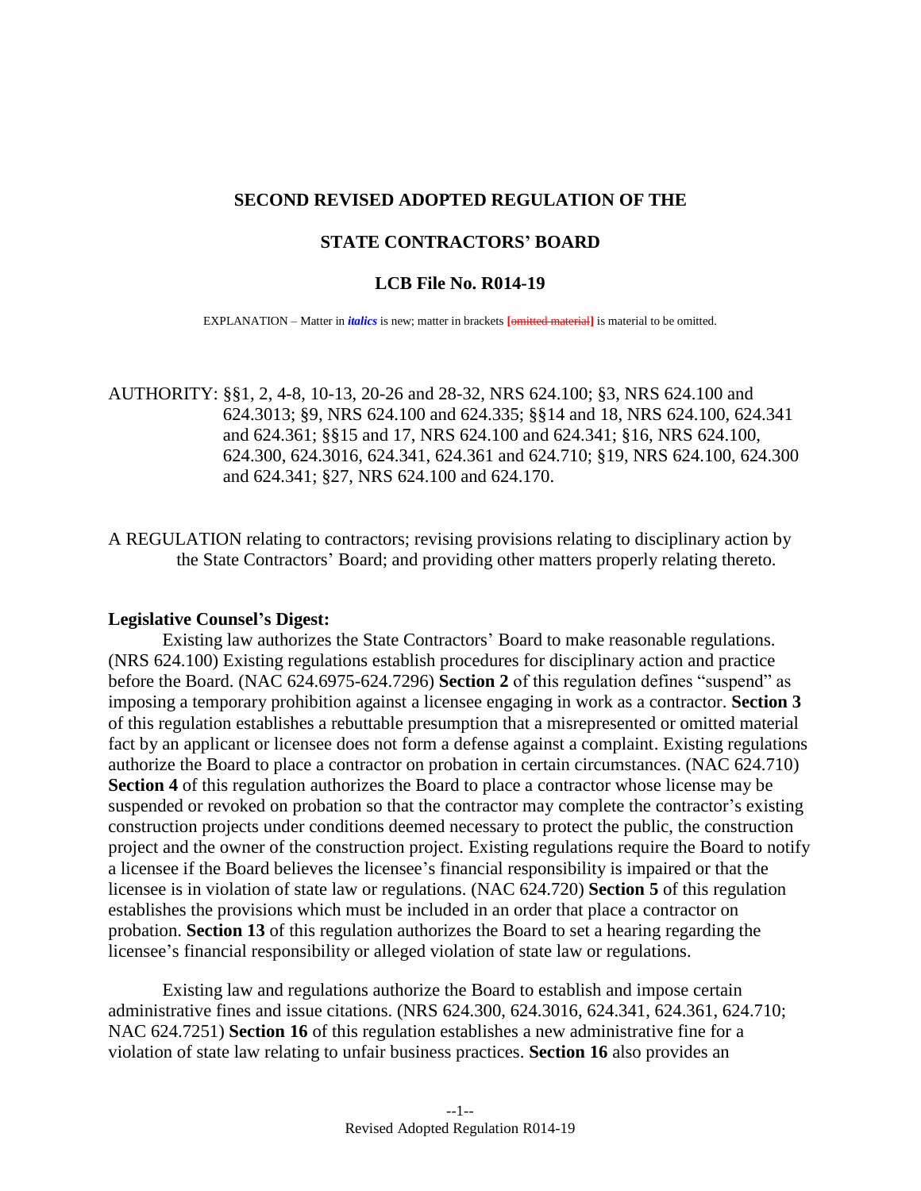**SECOND REVISED ADOPTED REGULATION OF THE**

**STATE CONTRACTORS' BOARD**

**LCB File No. R014-19**

EXPLANATION – Matter in ***italics*** is new; matter in brackets **[omitted material]** is material to be omitted.

AUTHORITY: §§1, 2, 4-8, 10-13, 20-26 and 28-32, NRS 624.100; §3, NRS 624.100 and 624.3013; §9, NRS 624.100 and 624.335; §§14 and 18, NRS 624.100, 624.341 and 624.361; §§15 and 17, NRS 624.100 and 624.341; §16, NRS 624.100, 624.300, 624.3016, 624.341, 624.361 and 624.710; §19, NRS 624.100, 624.300 and 624.341; §27, NRS 624.100 and 624.170.

A REGULATION relating to contractors; revising provisions relating to disciplinary action by the State Contractors' Board; and providing other matters properly relating thereto.

**Legislative Counsel's Digest:**

Existing law authorizes the State Contractors' Board to make reasonable regulations. (NRS 624.100) Existing regulations establish procedures for disciplinary action and practice before the Board. (NAC 624.6975-624.7296) **Section 2** of this regulation defines "suspend" as imposing a temporary prohibition against a licensee engaging in work as a contractor. **Section 3** of this regulation establishes a rebuttable presumption that a misrepresented or omitted material fact by an applicant or licensee does not form a defense against a complaint. Existing regulations authorize the Board to place a contractor on probation in certain circumstances. (NAC 624.710) **Section 4** of this regulation authorizes the Board to place a contractor whose license may be suspended or revoked on probation so that the contractor may complete the contractor's existing construction projects under conditions deemed necessary to protect the public, the construction project and the owner of the construction project. Existing regulations require the Board to notify a licensee if the Board believes the licensee's financial responsibility is impaired or that the licensee is in violation of state law or regulations. (NAC 624.720) **Section 5** of this regulation establishes the provisions which must be included in an order that place a contractor on probation. **Section 13** of this regulation authorizes the Board to set a hearing regarding the licensee's financial responsibility or alleged violation of state law or regulations.

Existing law and regulations authorize the Board to establish and impose certain administrative fines and issue citations. (NRS 624.300, 624.3016, 624.341, 624.361, 624.710; NAC 624.7251) **Section 16** of this regulation establishes a new administrative fine for a violation of state law relating to unfair business practices. **Section 16** also provides an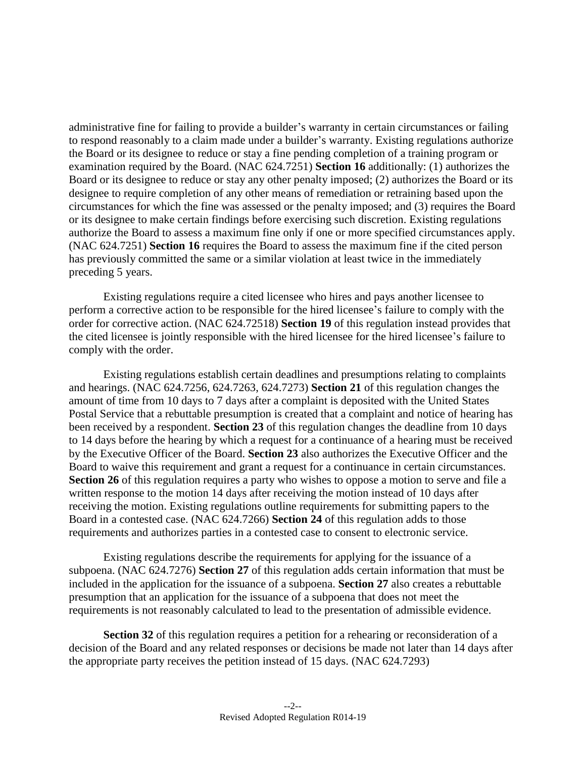administrative fine for failing to provide a builder's warranty in certain circumstances or failing to respond reasonably to a claim made under a builder's warranty. Existing regulations authorize the Board or its designee to reduce or stay a fine pending completion of a training program or examination required by the Board. (NAC 624.7251) **Section 16** additionally: (1) authorizes the Board or its designee to reduce or stay any other penalty imposed; (2) authorizes the Board or its designee to require completion of any other means of remediation or retraining based upon the circumstances for which the fine was assessed or the penalty imposed; and (3) requires the Board or its designee to make certain findings before exercising such discretion. Existing regulations authorize the Board to assess a maximum fine only if one or more specified circumstances apply. (NAC 624.7251) **Section 16** requires the Board to assess the maximum fine if the cited person has previously committed the same or a similar violation at least twice in the immediately preceding 5 years.

Existing regulations require a cited licensee who hires and pays another licensee to perform a corrective action to be responsible for the hired licensee's failure to comply with the order for corrective action. (NAC 624.72518) **Section 19** of this regulation instead provides that the cited licensee is jointly responsible with the hired licensee for the hired licensee's failure to comply with the order.

Existing regulations establish certain deadlines and presumptions relating to complaints and hearings. (NAC 624.7256, 624.7263, 624.7273) **Section 21** of this regulation changes the amount of time from 10 days to 7 days after a complaint is deposited with the United States Postal Service that a rebuttable presumption is created that a complaint and notice of hearing has been received by a respondent. **Section 23** of this regulation changes the deadline from 10 days to 14 days before the hearing by which a request for a continuance of a hearing must be received by the Executive Officer of the Board. **Section 23** also authorizes the Executive Officer and the Board to waive this requirement and grant a request for a continuance in certain circumstances. **Section 26** of this regulation requires a party who wishes to oppose a motion to serve and file a written response to the motion 14 days after receiving the motion instead of 10 days after receiving the motion. Existing regulations outline requirements for submitting papers to the Board in a contested case. (NAC 624.7266) **Section 24** of this regulation adds to those requirements and authorizes parties in a contested case to consent to electronic service.

Existing regulations describe the requirements for applying for the issuance of a subpoena. (NAC 624.7276) **Section 27** of this regulation adds certain information that must be included in the application for the issuance of a subpoena. **Section 27** also creates a rebuttable presumption that an application for the issuance of a subpoena that does not meet the requirements is not reasonably calculated to lead to the presentation of admissible evidence.

**Section 32** of this regulation requires a petition for a rehearing or reconsideration of a decision of the Board and any related responses or decisions be made not later than 14 days after the appropriate party receives the petition instead of 15 days. (NAC 624.7293)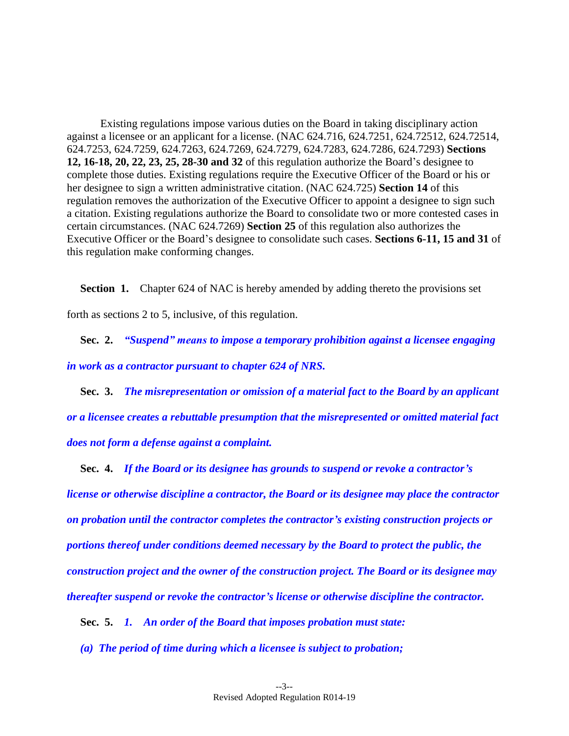Existing regulations impose various duties on the Board in taking disciplinary action against a licensee or an applicant for a license. (NAC 624.716, 624.7251, 624.72512, 624.72514, 624.7253, 624.7259, 624.7263, 624.7269, 624.7279, 624.7283, 624.7286, 624.7293) **Sections 12, 16-18, 20, 22, 23, 25, 28-30 and 32** of this regulation authorize the Board's designee to complete those duties. Existing regulations require the Executive Officer of the Board or his or her designee to sign a written administrative citation. (NAC 624.725) **Section 14** of this regulation removes the authorization of the Executive Officer to appoint a designee to sign such a citation. Existing regulations authorize the Board to consolidate two or more contested cases in certain circumstances. (NAC 624.7269) **Section 25** of this regulation also authorizes the Executive Officer or the Board's designee to consolidate such cases. **Sections 6-11, 15 and 31** of this regulation make conforming changes.

**Section 1.** Chapter 624 of NAC is hereby amended by adding thereto the provisions set forth as sections 2 to 5, inclusive, of this regulation.

**Sec. 2.** ***"Suspend" means to impose a temporary prohibition against a licensee engaging in work as a contractor pursuant to chapter 624 of NRS.***

**Sec. 3.** ***The misrepresentation or omission of a material fact to the Board by an applicant or a licensee creates a rebuttable presumption that the misrepresented or omitted material fact does not form a defense against a complaint.***

**Sec. 4.** ***If the Board or its designee has grounds to suspend or revoke a contractor's license or otherwise discipline a contractor, the Board or its designee may place the contractor on probation until the contractor completes the contractor's existing construction projects or portions thereof under conditions deemed necessary by the Board to protect the public, the construction project and the owner of the construction project. The Board or its designee may thereafter suspend or revoke the contractor's license or otherwise discipline the contractor.***

**Sec. 5.** ***1. An order of the Board that imposes probation must state:***

***(a) The period of time during which a licensee is subject to probation;***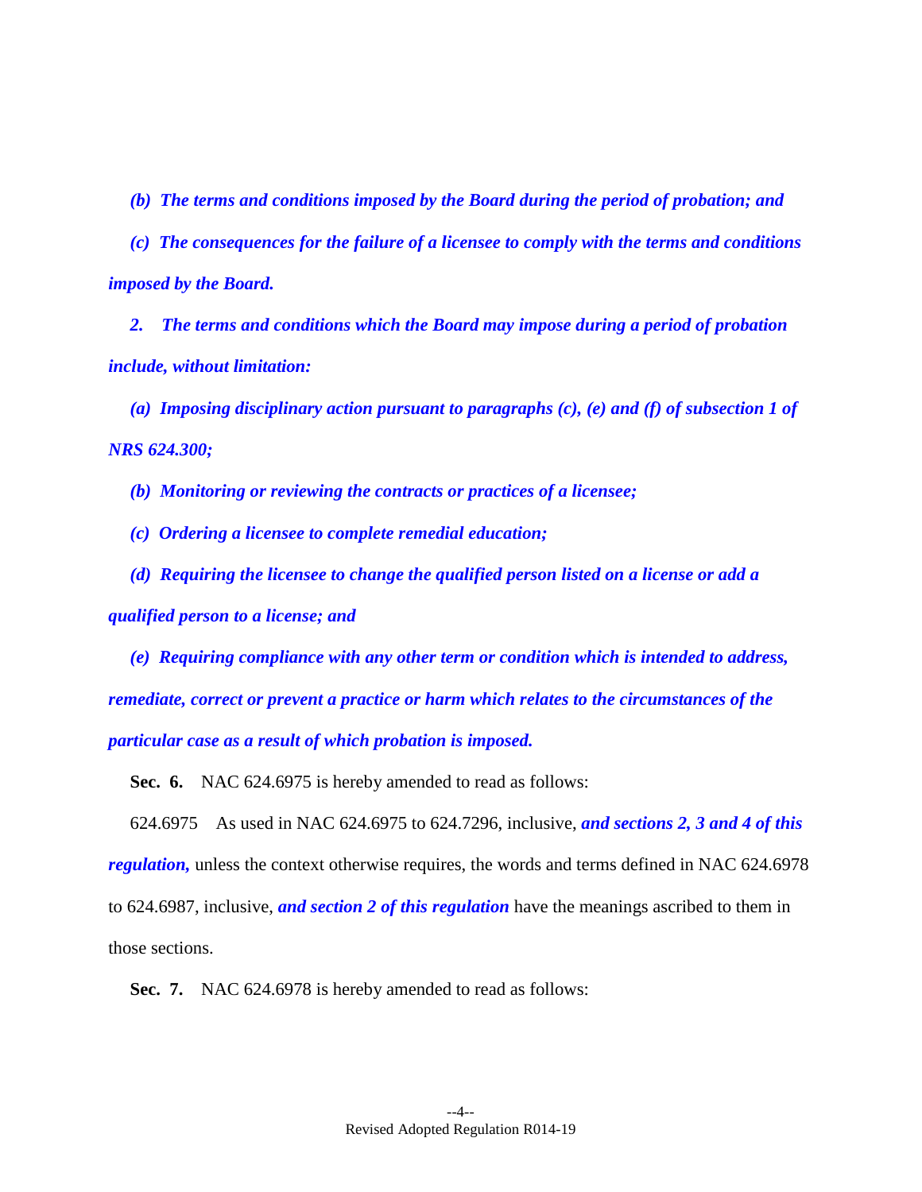***(b) The terms and conditions imposed by the Board during the period of probation; and***

***(c) The consequences for the failure of a licensee to comply with the terms and conditions imposed by the Board.***

***2. The terms and conditions which the Board may impose during a period of probation include, without limitation:***

***(a) Imposing disciplinary action pursuant to paragraphs (c), (e) and (f) of subsection 1 of NRS 624.300;***

***(b) Monitoring or reviewing the contracts or practices of a licensee;***

***(c) Ordering a licensee to complete remedial education;***

***(d) Requiring the licensee to change the qualified person listed on a license or add a qualified person to a license; and***

***(e) Requiring compliance with any other term or condition which is intended to address, remediate, correct or prevent a practice or harm which relates to the circumstances of the particular case as a result of which probation is imposed.***

**Sec. 6.** NAC 624.6975 is hereby amended to read as follows:

624.6975 As used in NAC 624.6975 to 624.7296, inclusive, ***and sections 2, 3 and 4 of this regulation,*** unless the context otherwise requires, the words and terms defined in NAC 624.6978 to 624.6987, inclusive, ***and section 2 of this regulation*** have the meanings ascribed to them in those sections.

**Sec. 7.** NAC 624.6978 is hereby amended to read as follows: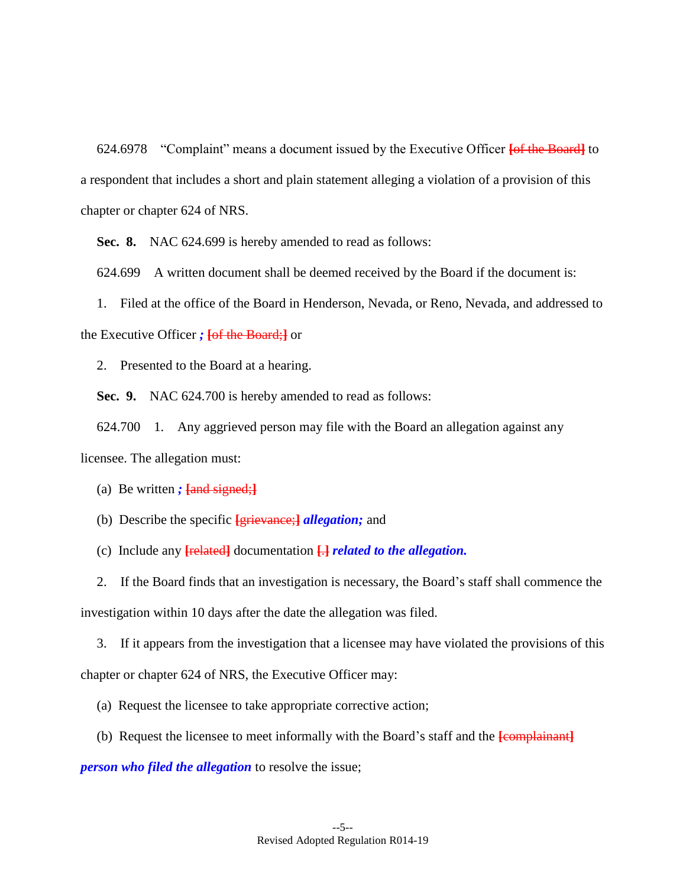624.6978 "Complaint" means a document issued by the Executive Officer [of the Board] to a respondent that includes a short and plain statement alleging a violation of a provision of this chapter or chapter 624 of NRS.

**Sec. 8.** NAC 624.699 is hereby amended to read as follows:

624.699 A written document shall be deemed received by the Board if the document is:

1. Filed at the office of the Board in Henderson, Nevada, or Reno, Nevada, and addressed to the Executive Officer ***;*** [of the Board;] or

2. Presented to the Board at a hearing.

**Sec. 9.** NAC 624.700 is hereby amended to read as follows:

624.700 1. Any aggrieved person may file with the Board an allegation against any licensee. The allegation must:

(a) Be written ***;*** [and signed;]

(b) Describe the specific [grievance;] ***allegation;*** and

(c) Include any [related] documentation [.] ***related to the allegation.***

2. If the Board finds that an investigation is necessary, the Board's staff shall commence the investigation within 10 days after the date the allegation was filed.

3. If it appears from the investigation that a licensee may have violated the provisions of this chapter or chapter 624 of NRS, the Executive Officer may:

(a) Request the licensee to take appropriate corrective action;

(b) Request the licensee to meet informally with the Board's staff and the [complainant] ***person who filed the allegation*** to resolve the issue;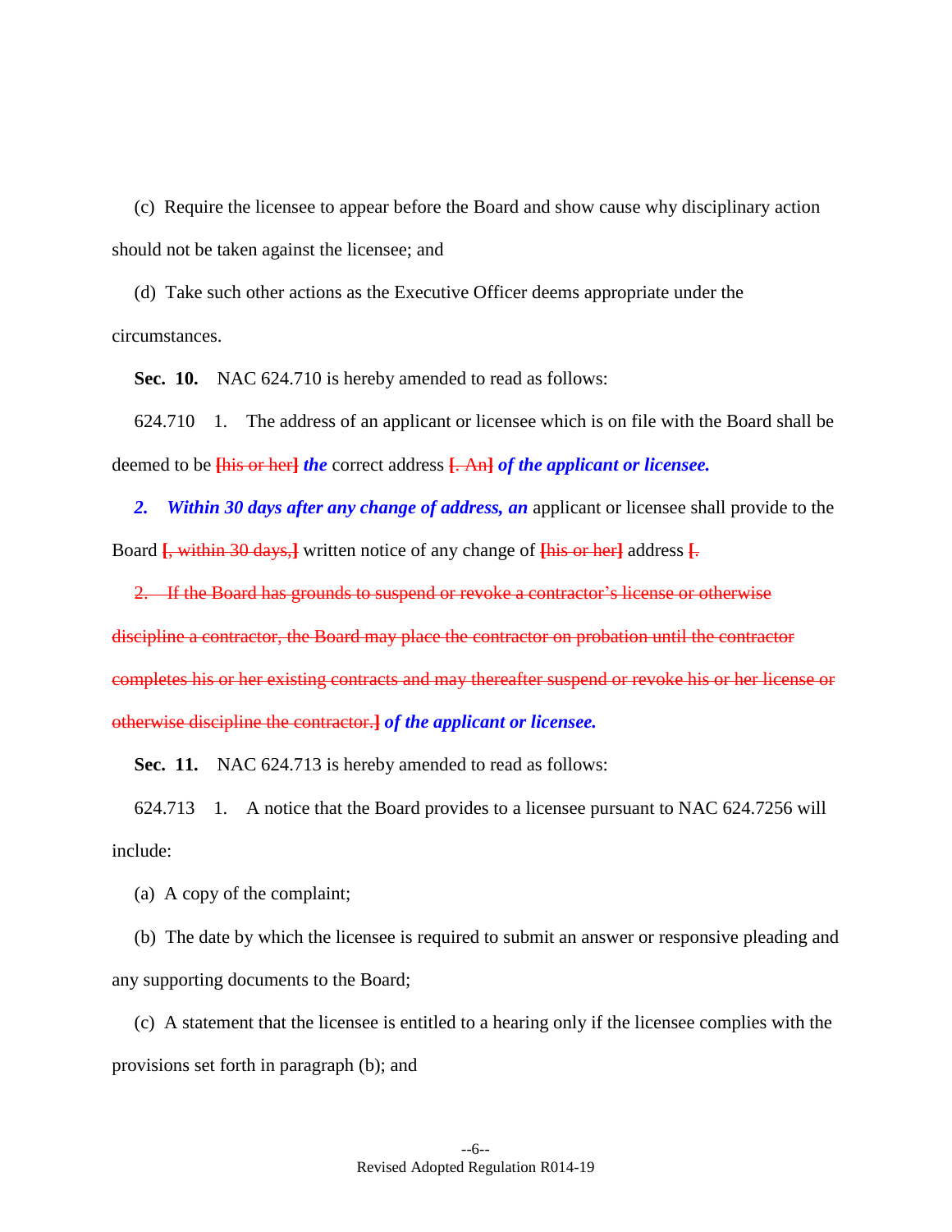(c) Require the licensee to appear before the Board and show cause why disciplinary action should not be taken against the licensee; and

(d) Take such other actions as the Executive Officer deems appropriate under the circumstances.

**Sec. 10.** NAC 624.710 is hereby amended to read as follows:

624.710 1. The address of an applicant or licensee which is on file with the Board shall be deemed to be **[**~~his or her~~**]** ***the*** correct address **[**~~. An~~**]** ***of the applicant or licensee.***

***2. Within 30 days after any change of address, an*** applicant or licensee shall provide to the Board **[**~~, within 30 days,~~**]** written notice of any change of **[**~~his or her~~**]** address **[**~~.~~

~~2. If the Board has grounds to suspend or revoke a contractor's license or otherwise discipline a contractor, the Board may place the contractor on probation until the contractor completes his or her existing contracts and may thereafter suspend or revoke his or her license or otherwise discipline the contractor.~~**]** ***of the applicant or licensee.***

**Sec. 11.** NAC 624.713 is hereby amended to read as follows:

624.713 1. A notice that the Board provides to a licensee pursuant to NAC 624.7256 will include:

(a) A copy of the complaint;

(b) The date by which the licensee is required to submit an answer or responsive pleading and any supporting documents to the Board;

(c) A statement that the licensee is entitled to a hearing only if the licensee complies with the provisions set forth in paragraph (b); and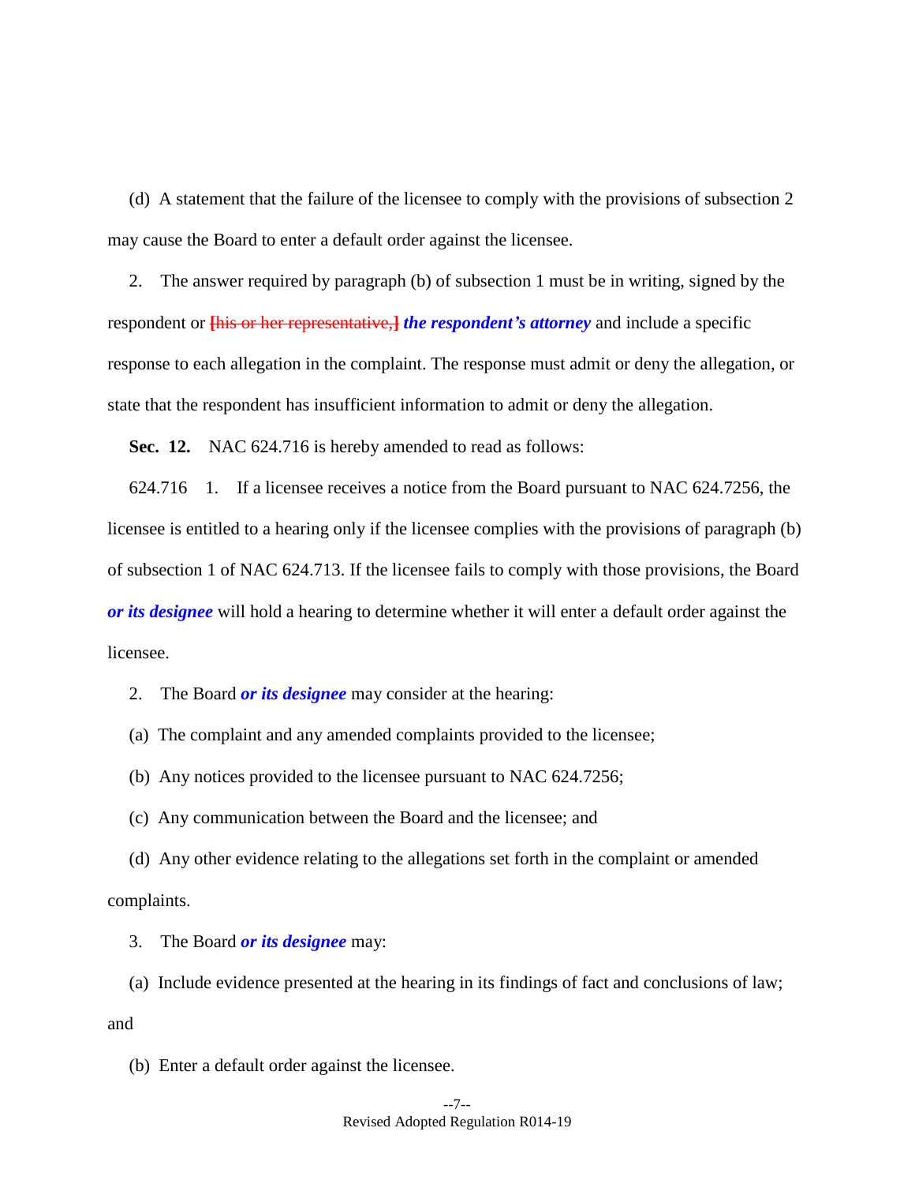(d) A statement that the failure of the licensee to comply with the provisions of subsection 2 may cause the Board to enter a default order against the licensee.

2. The answer required by paragraph (b) of subsection 1 must be in writing, signed by the respondent or ~~[his or her representative,]~~ ***the respondent's attorney*** and include a specific response to each allegation in the complaint. The response must admit or deny the allegation, or state that the respondent has insufficient information to admit or deny the allegation.

**Sec. 12.** NAC 624.716 is hereby amended to read as follows:

624.716 1. If a licensee receives a notice from the Board pursuant to NAC 624.7256, the licensee is entitled to a hearing only if the licensee complies with the provisions of paragraph (b) of subsection 1 of NAC 624.713. If the licensee fails to comply with those provisions, the Board ***or its designee*** will hold a hearing to determine whether it will enter a default order against the licensee.

2. The Board ***or its designee*** may consider at the hearing:

(a) The complaint and any amended complaints provided to the licensee;

(b) Any notices provided to the licensee pursuant to NAC 624.7256;

(c) Any communication between the Board and the licensee; and

(d) Any other evidence relating to the allegations set forth in the complaint or amended complaints.

3. The Board ***or its designee*** may:

(a) Include evidence presented at the hearing in its findings of fact and conclusions of law; and

(b) Enter a default order against the licensee.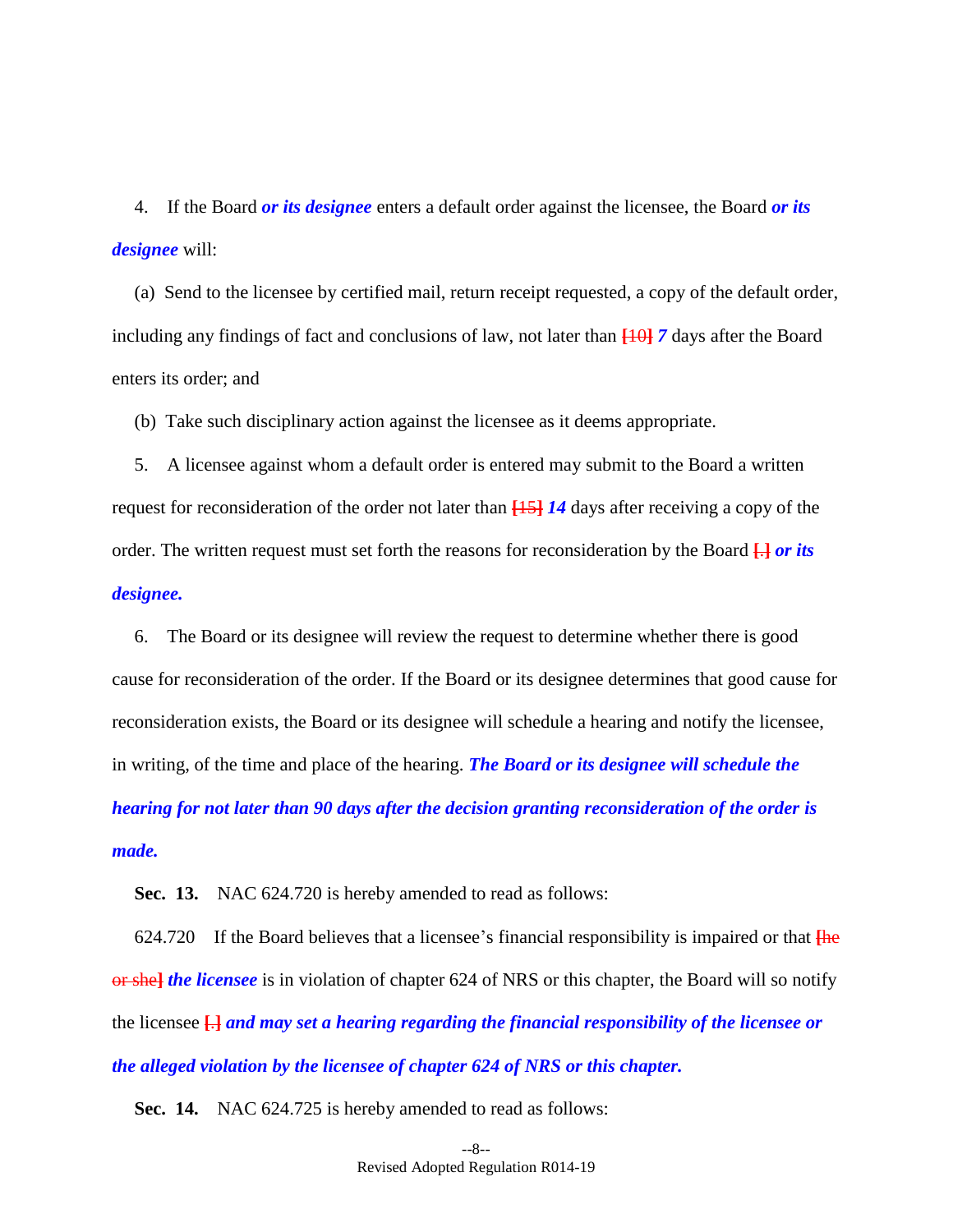4. If the Board ***or its designee*** enters a default order against the licensee, the Board ***or its designee*** will:

(a) Send to the licensee by certified mail, return receipt requested, a copy of the default order, including any findings of fact and conclusions of law, not later than [10] ***7*** days after the Board enters its order; and

(b) Take such disciplinary action against the licensee as it deems appropriate.

5. A licensee against whom a default order is entered may submit to the Board a written request for reconsideration of the order not later than [15] ***14*** days after receiving a copy of the order. The written request must set forth the reasons for reconsideration by the Board [.] ***or its designee.***

6. The Board or its designee will review the request to determine whether there is good cause for reconsideration of the order. If the Board or its designee determines that good cause for reconsideration exists, the Board or its designee will schedule a hearing and notify the licensee, in writing, of the time and place of the hearing. ***The Board or its designee will schedule the hearing for not later than 90 days after the decision granting reconsideration of the order is made.***

**Sec. 13.** NAC 624.720 is hereby amended to read as follows:

624.720 If the Board believes that a licensee's financial responsibility is impaired or that [he or she] ***the licensee*** is in violation of chapter 624 of NRS or this chapter, the Board will so notify the licensee [.] ***and may set a hearing regarding the financial responsibility of the licensee or the alleged violation by the licensee of chapter 624 of NRS or this chapter.***

**Sec. 14.** NAC 624.725 is hereby amended to read as follows: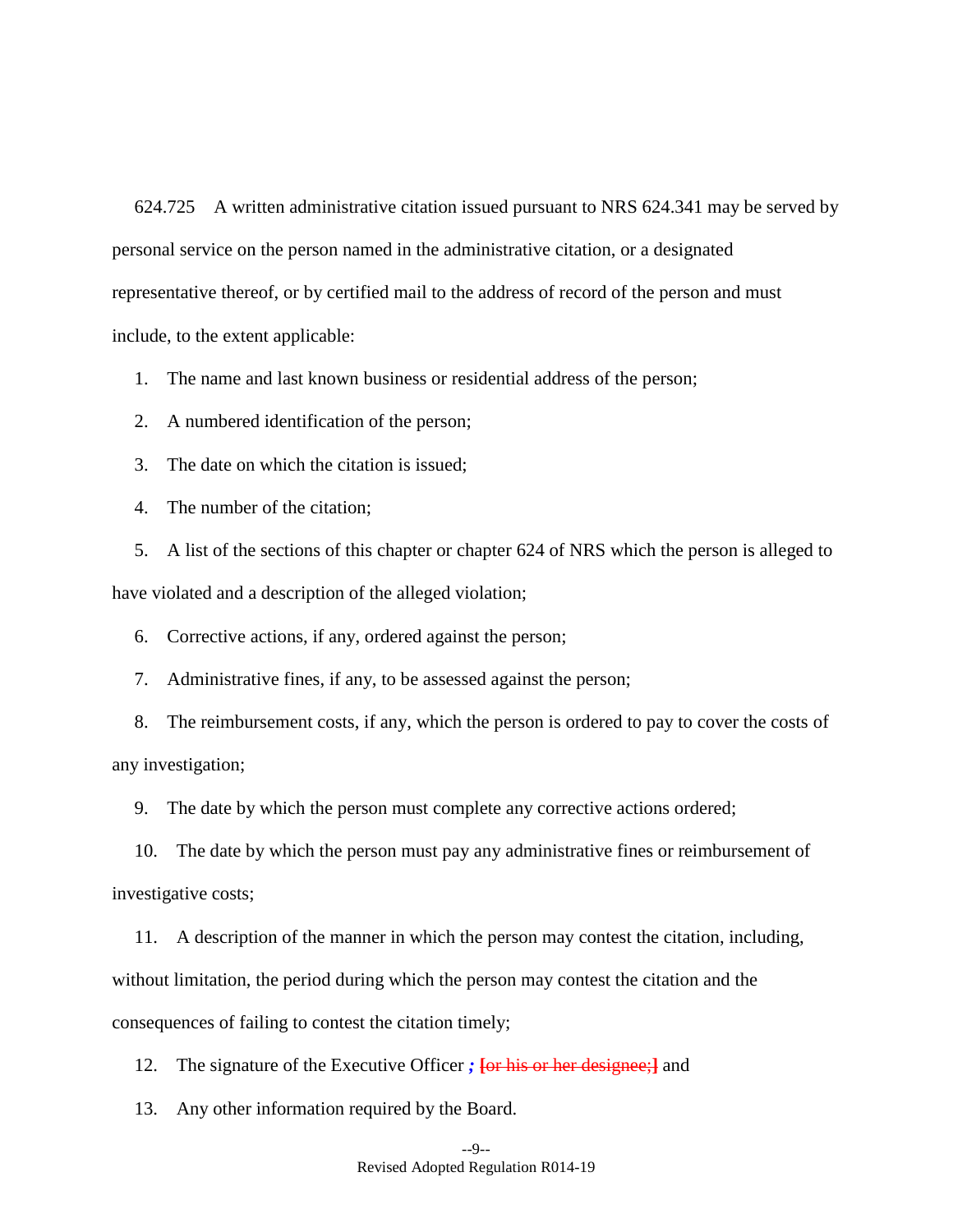624.725 A written administrative citation issued pursuant to NRS 624.341 may be served by personal service on the person named in the administrative citation, or a designated representative thereof, or by certified mail to the address of record of the person and must include, to the extent applicable:

1. The name and last known business or residential address of the person;

2. A numbered identification of the person;

3. The date on which the citation is issued;

4. The number of the citation;

5. A list of the sections of this chapter or chapter 624 of NRS which the person is alleged to have violated and a description of the alleged violation;

6. Corrective actions, if any, ordered against the person;

7. Administrative fines, if any, to be assessed against the person;

8. The reimbursement costs, if any, which the person is ordered to pay to cover the costs of any investigation;

9. The date by which the person must complete any corrective actions ordered;

10. The date by which the person must pay any administrative fines or reimbursement of investigative costs;

11. A description of the manner in which the person may contest the citation, including, without limitation, the period during which the person may contest the citation and the consequences of failing to contest the citation timely;

12. The signature of the Executive Officer ***;*** ~~[or his or her designee;]~~ and

13. Any other information required by the Board.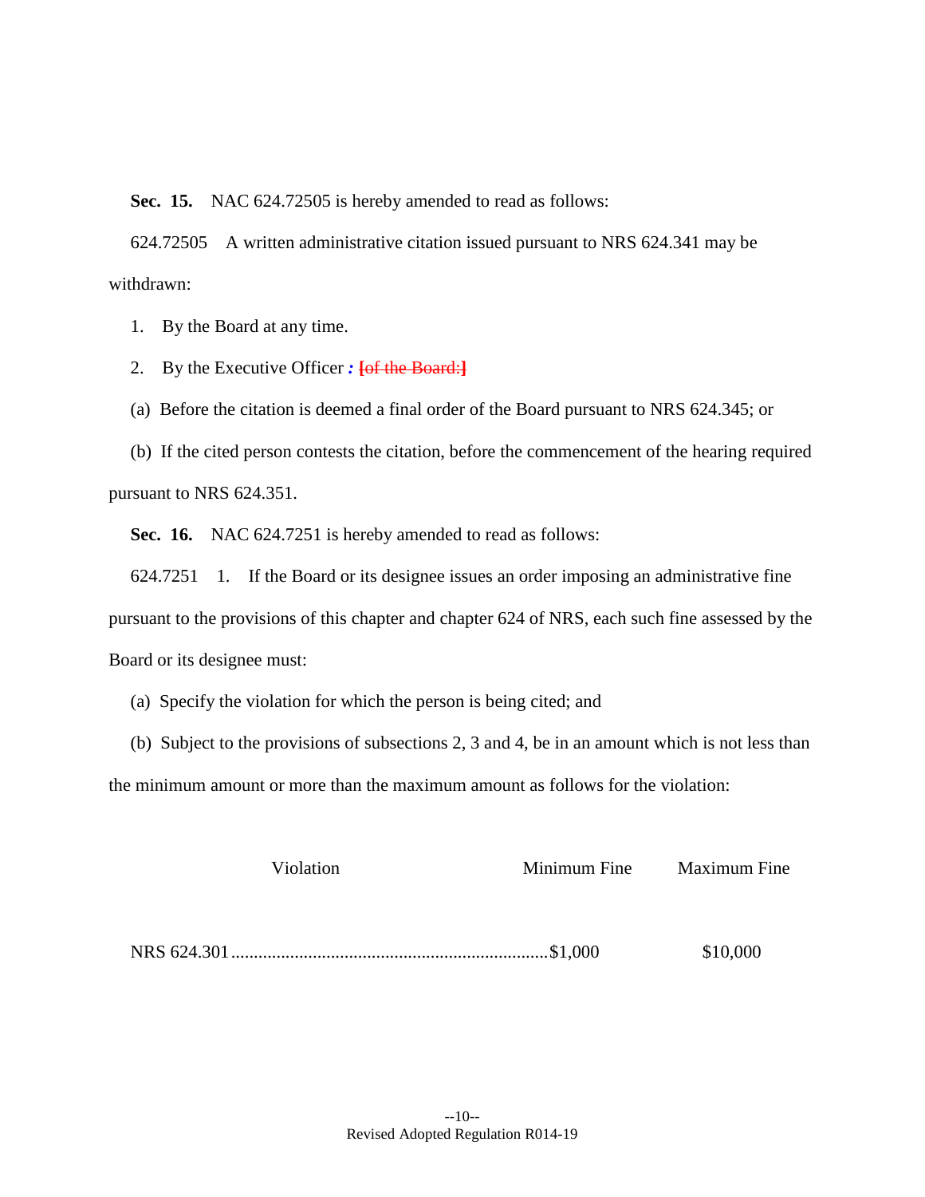**Sec. 15.** NAC 624.72505 is hereby amended to read as follows:

624.72505 A written administrative citation issued pursuant to NRS 624.341 may be withdrawn:

1. By the Board at any time.

2. By the Executive Officer ***:*** **[**~~of the Board:~~**]**

(a) Before the citation is deemed a final order of the Board pursuant to NRS 624.345; or

(b) If the cited person contests the citation, before the commencement of the hearing required pursuant to NRS 624.351.

**Sec. 16.** NAC 624.7251 is hereby amended to read as follows:

624.7251 1. If the Board or its designee issues an order imposing an administrative fine pursuant to the provisions of this chapter and chapter 624 of NRS, each such fine assessed by the Board or its designee must:

(a) Specify the violation for which the person is being cited; and

(b) Subject to the provisions of subsections 2, 3 and 4, be in an amount which is not less than the minimum amount or more than the maximum amount as follows for the violation:

| Violation | Minimum Fine | Maximum Fine |
|---|---|---|
| NRS 624.301 | $1,000 | $10,000 |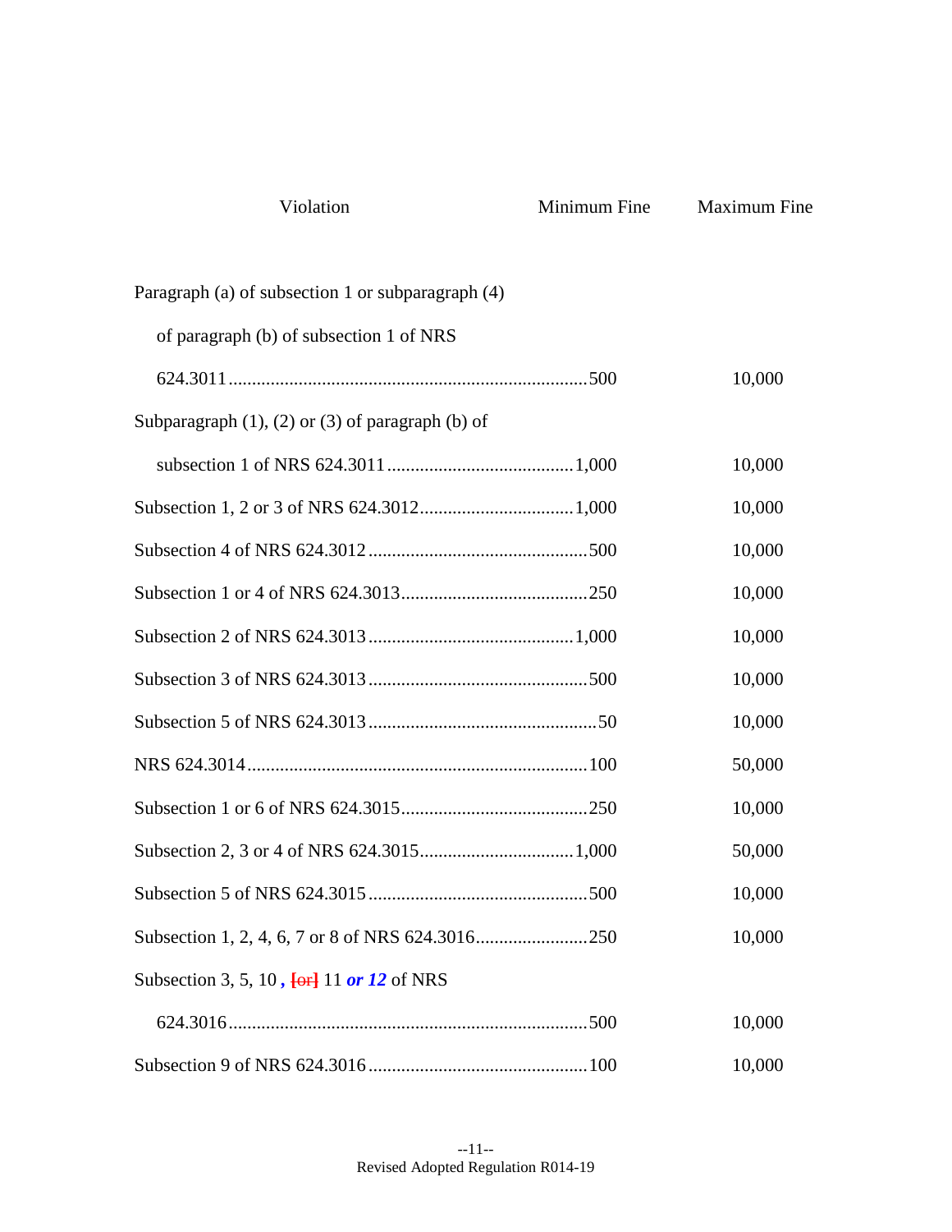| Violation | Minimum Fine | Maximum Fine |
|---|---|---|
| Paragraph (a) of subsection 1 or subparagraph (4) of paragraph (b) of subsection 1 of NRS 624.3011 | 500 | 10,000 |
| Subparagraph (1), (2) or (3) of paragraph (b) of subsection 1 of NRS 624.3011 | 1,000 | 10,000 |
| Subsection 1, 2 or 3 of NRS 624.3012 | 1,000 | 10,000 |
| Subsection 4 of NRS 624.3012 | 500 | 10,000 |
| Subsection 1 or 4 of NRS 624.3013 | 250 | 10,000 |
| Subsection 2 of NRS 624.3013 | 1,000 | 10,000 |
| Subsection 3 of NRS 624.3013 | 500 | 10,000 |
| Subsection 5 of NRS 624.3013 | 50 | 10,000 |
| NRS 624.3014 | 100 | 50,000 |
| Subsection 1 or 6 of NRS 624.3015 | 250 | 10,000 |
| Subsection 2, 3 or 4 of NRS 624.3015 | 1,000 | 50,000 |
| Subsection 5 of NRS 624.3015 | 500 | 10,000 |
| Subsection 1, 2, 4, 6, 7 or 8 of NRS 624.3016 | 250 | 10,000 |
| Subsection 3, 5, 10 ***,*** [or] 11 ***or 12*** of NRS 624.3016 | 500 | 10,000 |
| Subsection 9 of NRS 624.3016 | 100 | 10,000 |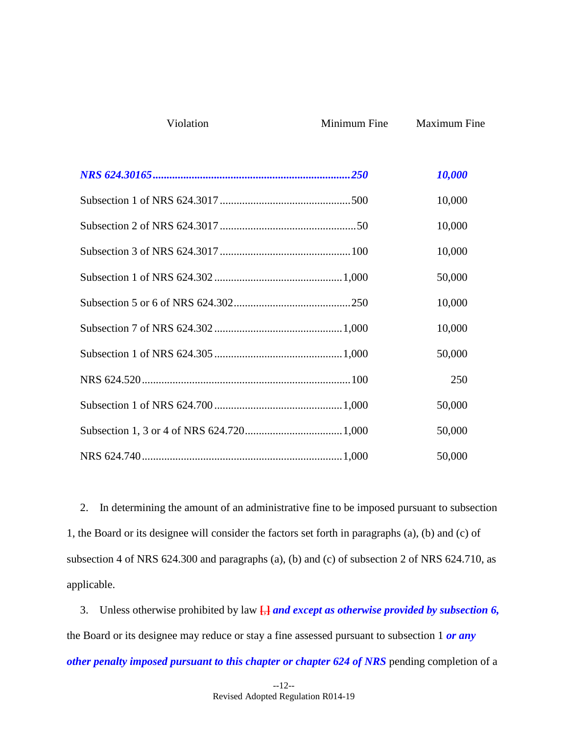| Violation | Minimum Fine | Maximum Fine |
| --- | --- | --- |
| ***NRS 624.30165*** | ***250*** | ***10,000*** |
| Subsection 1 of NRS 624.3017 | 500 | 10,000 |
| Subsection 2 of NRS 624.3017 | 50 | 10,000 |
| Subsection 3 of NRS 624.3017 | 100 | 10,000 |
| Subsection 1 of NRS 624.302 | 1,000 | 50,000 |
| Subsection 5 or 6 of NRS 624.302 | 250 | 10,000 |
| Subsection 7 of NRS 624.302 | 1,000 | 10,000 |
| Subsection 1 of NRS 624.305 | 1,000 | 50,000 |
| NRS 624.520 | 100 | 250 |
| Subsection 1 of NRS 624.700 | 1,000 | 50,000 |
| Subsection 1, 3 or 4 of NRS 624.720 | 1,000 | 50,000 |
| NRS 624.740 | 1,000 | 50,000 |

2. In determining the amount of an administrative fine to be imposed pursuant to subsection 1, the Board or its designee will consider the factors set forth in paragraphs (a), (b) and (c) of subsection 4 of NRS 624.300 and paragraphs (a), (b) and (c) of subsection 2 of NRS 624.710, as applicable.

3. Unless otherwise prohibited by law [,] ***and except as otherwise provided by subsection 6,*** the Board or its designee may reduce or stay a fine assessed pursuant to subsection 1 ***or any other penalty imposed pursuant to this chapter or chapter 624 of NRS*** pending completion of a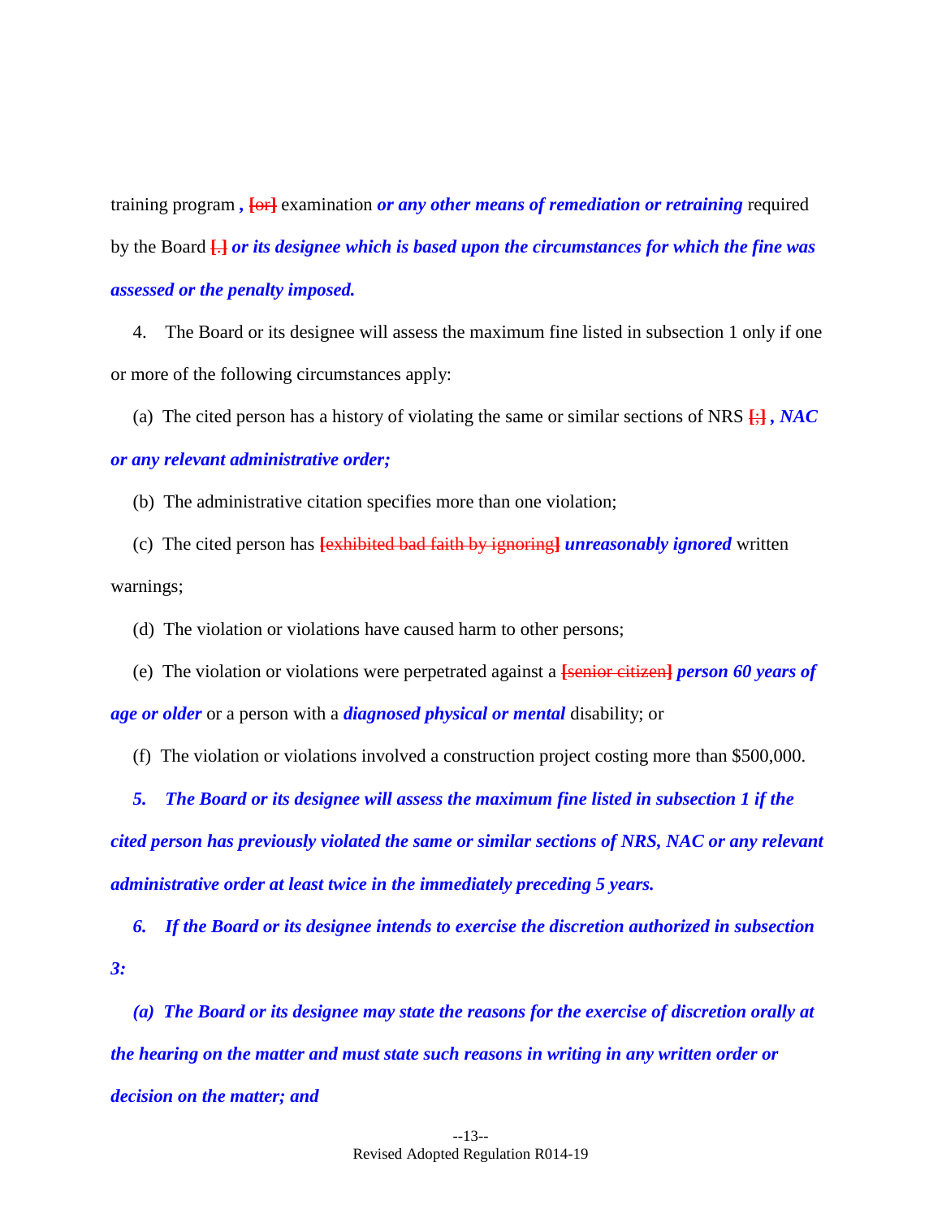training program *,* [~~or~~] examination ***or any other means of remediation or retraining*** required by the Board [~~.~~] ***or its designee which is based upon the circumstances for which the fine was assessed or the penalty imposed.***

4. The Board or its designee will assess the maximum fine listed in subsection 1 only if one or more of the following circumstances apply:

(a) The cited person has a history of violating the same or similar sections of NRS [~~;~~] ***, NAC or any relevant administrative order;***

(b) The administrative citation specifies more than one violation;

(c) The cited person has [~~exhibited bad faith by ignoring~~] ***unreasonably ignored*** written warnings;

(d) The violation or violations have caused harm to other persons;

(e) The violation or violations were perpetrated against a [~~senior citizen~~] ***person 60 years of age or older*** or a person with a ***diagnosed physical or mental*** disability; or

(f) The violation or violations involved a construction project costing more than $500,000.

***5. The Board or its designee will assess the maximum fine listed in subsection 1 if the cited person has previously violated the same or similar sections of NRS, NAC or any relevant administrative order at least twice in the immediately preceding 5 years.***

***6. If the Board or its designee intends to exercise the discretion authorized in subsection 3:***

***(a) The Board or its designee may state the reasons for the exercise of discretion orally at the hearing on the matter and must state such reasons in writing in any written order or decision on the matter; and***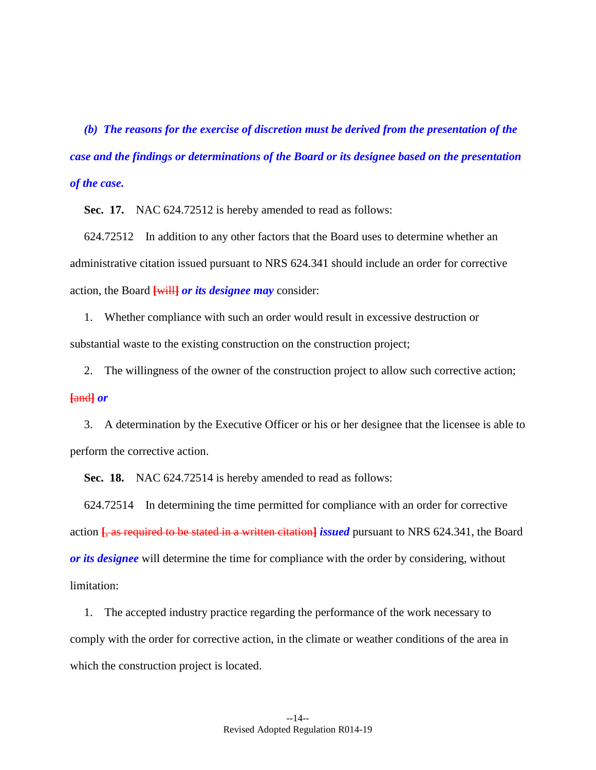***(b) The reasons for the exercise of discretion must be derived from the presentation of the case and the findings or determinations of the Board or its designee based on the presentation of the case.***

**Sec. 17.** NAC 624.72512 is hereby amended to read as follows:

624.72512 In addition to any other factors that the Board uses to determine whether an administrative citation issued pursuant to NRS 624.341 should include an order for corrective action, the Board ~~[will]~~ ***or its designee may*** consider:

1. Whether compliance with such an order would result in excessive destruction or substantial waste to the existing construction on the construction project;

2. The willingness of the owner of the construction project to allow such corrective action; ~~[and]~~ ***or***

3. A determination by the Executive Officer or his or her designee that the licensee is able to perform the corrective action.

**Sec. 18.** NAC 624.72514 is hereby amended to read as follows:

624.72514 In determining the time permitted for compliance with an order for corrective action ~~[, as required to be stated in a written citation]~~ ***issued*** pursuant to NRS 624.341, the Board ***or its designee*** will determine the time for compliance with the order by considering, without limitation:

1. The accepted industry practice regarding the performance of the work necessary to comply with the order for corrective action, in the climate or weather conditions of the area in which the construction project is located.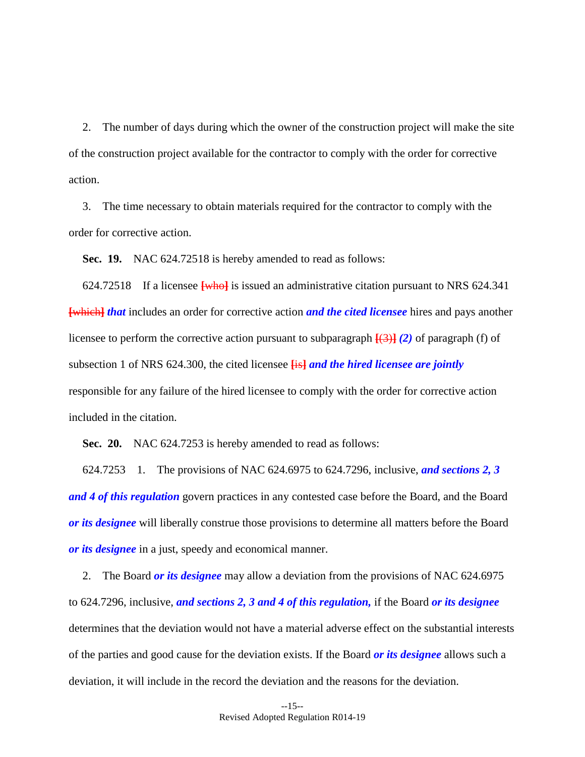2. The number of days during which the owner of the construction project will make the site of the construction project available for the contractor to comply with the order for corrective action.

3. The time necessary to obtain materials required for the contractor to comply with the order for corrective action.

**Sec. 19.** NAC 624.72518 is hereby amended to read as follows:

624.72518 If a licensee ~~[who]~~ is issued an administrative citation pursuant to NRS 624.341 ~~[which]~~ ***that*** includes an order for corrective action ***and the cited licensee*** hires and pays another licensee to perform the corrective action pursuant to subparagraph ~~[(3)]~~ ***(2)*** of paragraph (f) of subsection 1 of NRS 624.300, the cited licensee ~~[is]~~ ***and the hired licensee are jointly*** responsible for any failure of the hired licensee to comply with the order for corrective action included in the citation.

**Sec. 20.** NAC 624.7253 is hereby amended to read as follows:

624.7253 1. The provisions of NAC 624.6975 to 624.7296, inclusive, ***and sections 2, 3 and 4 of this regulation*** govern practices in any contested case before the Board, and the Board ***or its designee*** will liberally construe those provisions to determine all matters before the Board ***or its designee*** in a just, speedy and economical manner.

2. The Board ***or its designee*** may allow a deviation from the provisions of NAC 624.6975 to 624.7296, inclusive, ***and sections 2, 3 and 4 of this regulation,*** if the Board ***or its designee*** determines that the deviation would not have a material adverse effect on the substantial interests of the parties and good cause for the deviation exists. If the Board ***or its designee*** allows such a deviation, it will include in the record the deviation and the reasons for the deviation.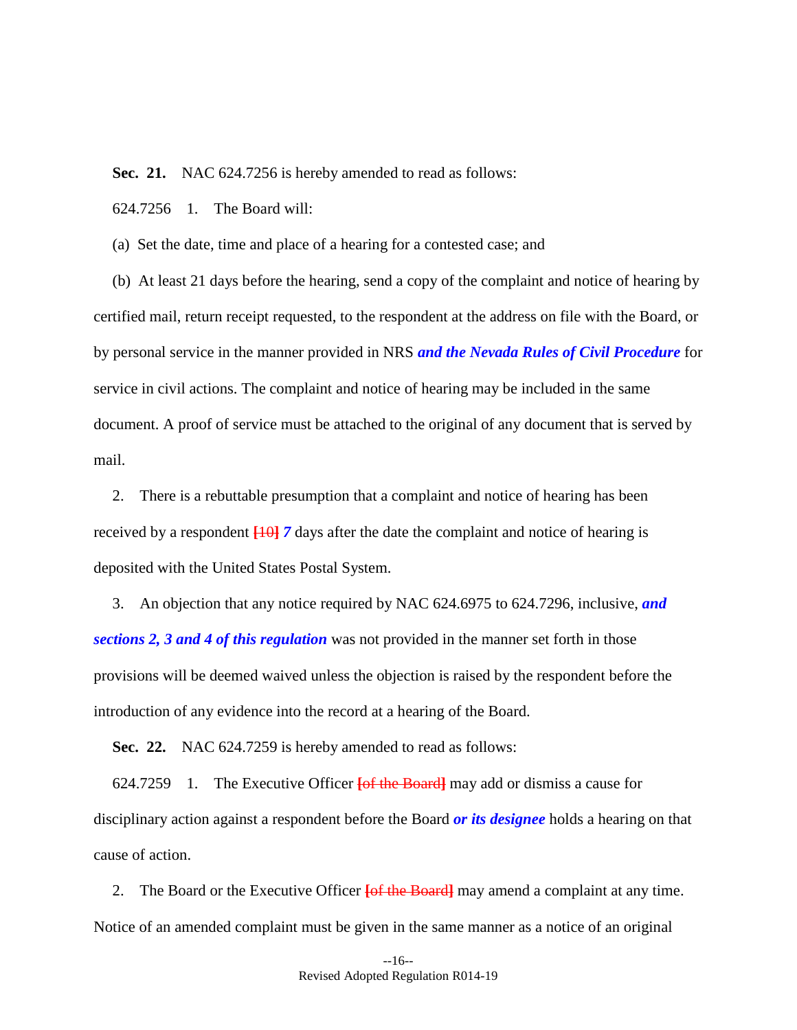**Sec. 21.** NAC 624.7256 is hereby amended to read as follows:

624.7256 1. The Board will:

(a) Set the date, time and place of a hearing for a contested case; and

(b) At least 21 days before the hearing, send a copy of the complaint and notice of hearing by certified mail, return receipt requested, to the respondent at the address on file with the Board, or by personal service in the manner provided in NRS ***and the Nevada Rules of Civil Procedure*** for service in civil actions. The complaint and notice of hearing may be included in the same document. A proof of service must be attached to the original of any document that is served by mail.

2. There is a rebuttable presumption that a complaint and notice of hearing has been received by a respondent ~~[10]~~ ***7*** days after the date the complaint and notice of hearing is deposited with the United States Postal System.

3. An objection that any notice required by NAC 624.6975 to 624.7296, inclusive, ***and sections 2, 3 and 4 of this regulation*** was not provided in the manner set forth in those provisions will be deemed waived unless the objection is raised by the respondent before the introduction of any evidence into the record at a hearing of the Board.

**Sec. 22.** NAC 624.7259 is hereby amended to read as follows:

624.7259 1. The Executive Officer ~~[of the Board]~~ may add or dismiss a cause for disciplinary action against a respondent before the Board ***or its designee*** holds a hearing on that cause of action.

2. The Board or the Executive Officer ~~[of the Board]~~ may amend a complaint at any time. Notice of an amended complaint must be given in the same manner as a notice of an original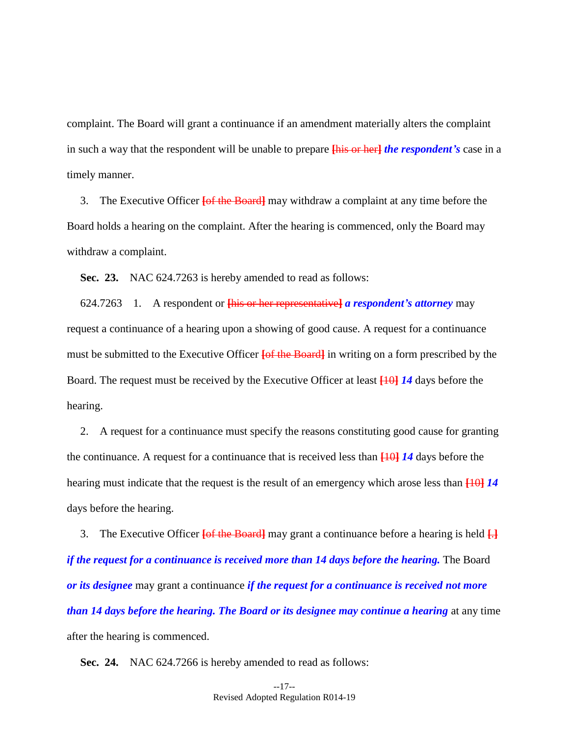complaint. The Board will grant a continuance if an amendment materially alters the complaint in such a way that the respondent will be unable to prepare [his or her] ***the respondent's*** case in a timely manner.

3. The Executive Officer [of the Board] may withdraw a complaint at any time before the Board holds a hearing on the complaint. After the hearing is commenced, only the Board may withdraw a complaint.

**Sec. 23.** NAC 624.7263 is hereby amended to read as follows:

624.7263 1. A respondent or [his or her representative] ***a respondent's attorney*** may request a continuance of a hearing upon a showing of good cause. A request for a continuance must be submitted to the Executive Officer [of the Board] in writing on a form prescribed by the Board. The request must be received by the Executive Officer at least [10] ***14*** days before the hearing.

2. A request for a continuance must specify the reasons constituting good cause for granting the continuance. A request for a continuance that is received less than [10] ***14*** days before the hearing must indicate that the request is the result of an emergency which arose less than [10] ***14*** days before the hearing.

3. The Executive Officer [of the Board] may grant a continuance before a hearing is held [.] ***if the request for a continuance is received more than 14 days before the hearing.*** The Board ***or its designee*** may grant a continuance ***if the request for a continuance is received not more than 14 days before the hearing. The Board or its designee may continue a hearing*** at any time after the hearing is commenced.

**Sec. 24.** NAC 624.7266 is hereby amended to read as follows: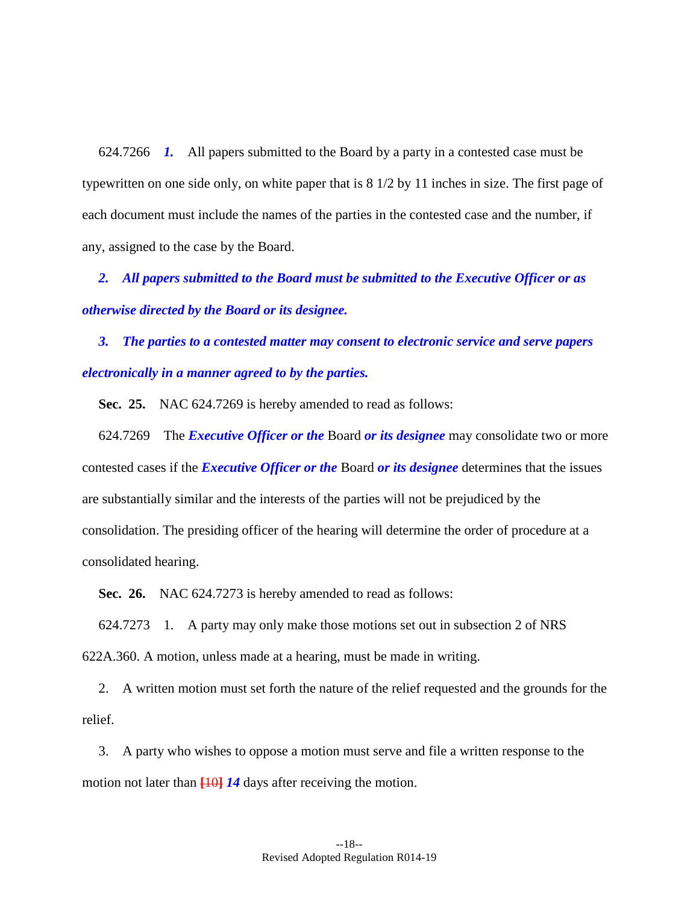624.7266 ***1.*** All papers submitted to the Board by a party in a contested case must be typewritten on one side only, on white paper that is 8 1/2 by 11 inches in size. The first page of each document must include the names of the parties in the contested case and the number, if any, assigned to the case by the Board.

***2. All papers submitted to the Board must be submitted to the Executive Officer or as otherwise directed by the Board or its designee.***

***3. The parties to a contested matter may consent to electronic service and serve papers electronically in a manner agreed to by the parties.***

**Sec. 25.** NAC 624.7269 is hereby amended to read as follows:

624.7269 The ***Executive Officer or the*** Board ***or its designee*** may consolidate two or more contested cases if the ***Executive Officer or the*** Board ***or its designee*** determines that the issues are substantially similar and the interests of the parties will not be prejudiced by the consolidation. The presiding officer of the hearing will determine the order of procedure at a consolidated hearing.

**Sec. 26.** NAC 624.7273 is hereby amended to read as follows:

624.7273 1. A party may only make those motions set out in subsection 2 of NRS 622A.360. A motion, unless made at a hearing, must be made in writing.

2. A written motion must set forth the nature of the relief requested and the grounds for the relief.

3. A party who wishes to oppose a motion must serve and file a written response to the motion not later than ~~[10]~~ ***14*** days after receiving the motion.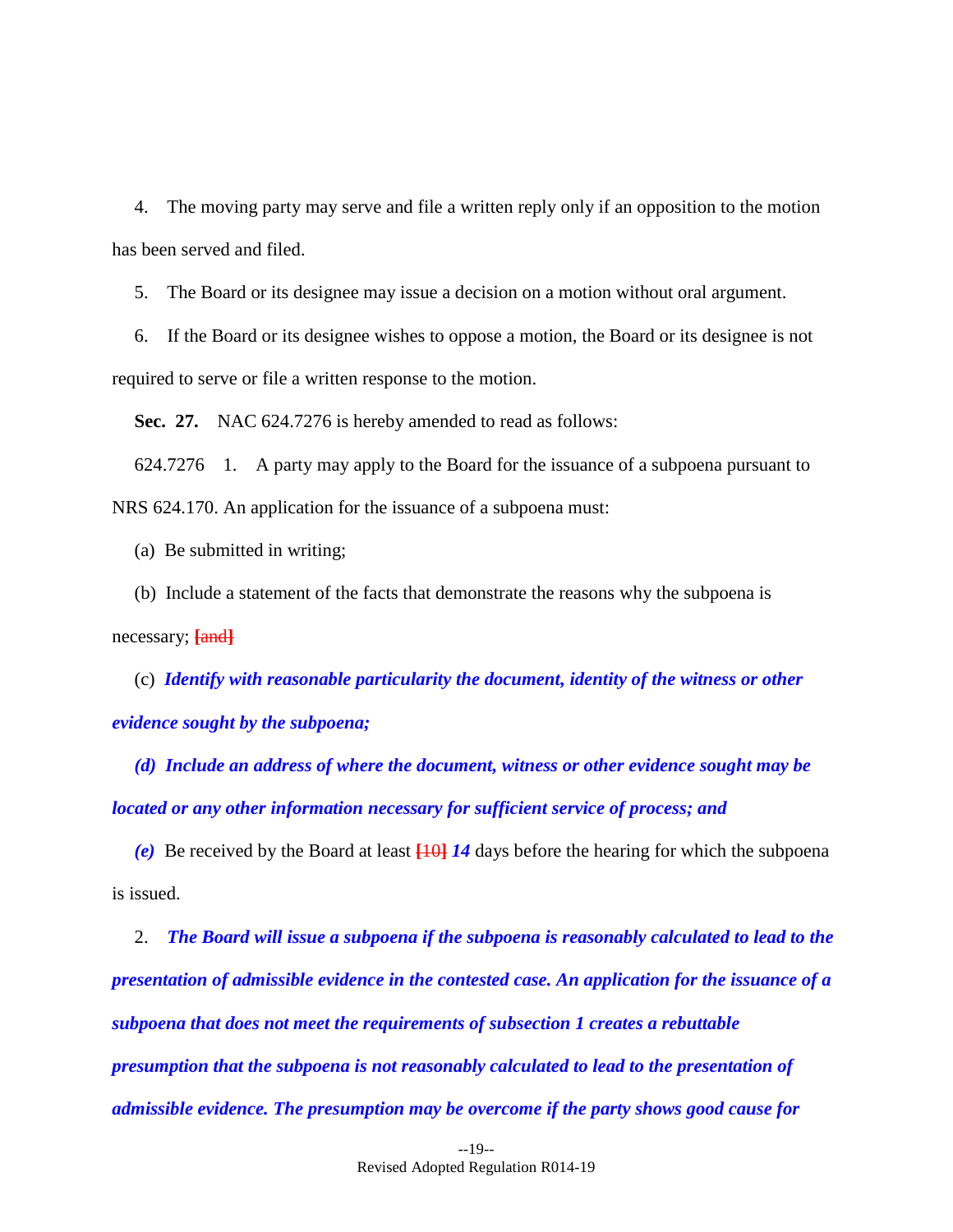4. The moving party may serve and file a written reply only if an opposition to the motion has been served and filed.

5. The Board or its designee may issue a decision on a motion without oral argument.

6. If the Board or its designee wishes to oppose a motion, the Board or its designee is not required to serve or file a written response to the motion.

**Sec. 27.** NAC 624.7276 is hereby amended to read as follows:

624.7276 1. A party may apply to the Board for the issuance of a subpoena pursuant to NRS 624.170. An application for the issuance of a subpoena must:

(a) Be submitted in writing;

(b) Include a statement of the facts that demonstrate the reasons why the subpoena is necessary; **[and]**

(c) ***Identify with reasonable particularity the document, identity of the witness or other evidence sought by the subpoena;***

***(d) Include an address of where the document, witness or other evidence sought may be located or any other information necessary for sufficient service of process; and***

***(e)*** Be received by the Board at least **[10]** ***14*** days before the hearing for which the subpoena is issued.

2. ***The Board will issue a subpoena if the subpoena is reasonably calculated to lead to the presentation of admissible evidence in the contested case. An application for the issuance of a subpoena that does not meet the requirements of subsection 1 creates a rebuttable presumption that the subpoena is not reasonably calculated to lead to the presentation of admissible evidence. The presumption may be overcome if the party shows good cause for***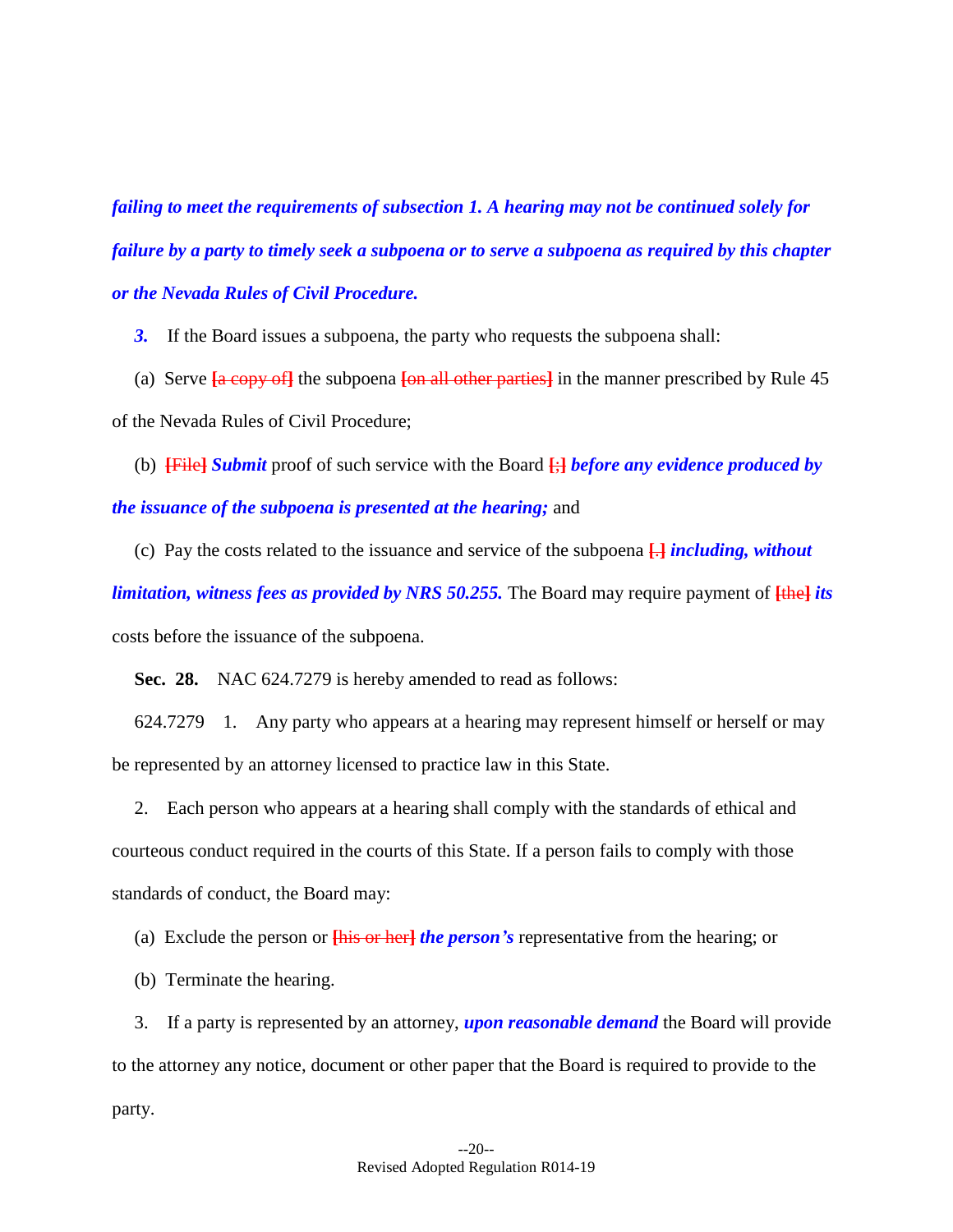***failing to meet the requirements of subsection 1. A hearing may not be continued solely for failure by a party to timely seek a subpoena or to serve a subpoena as required by this chapter or the Nevada Rules of Civil Procedure.***

***3.*** If the Board issues a subpoena, the party who requests the subpoena shall:

(a) Serve ~~[a copy of]~~ the subpoena ~~[on all other parties]~~ in the manner prescribed by Rule 45 of the Nevada Rules of Civil Procedure;

(b) ~~[File]~~ ***Submit*** proof of such service with the Board ~~[;]~~ ***before any evidence produced by the issuance of the subpoena is presented at the hearing;*** and

(c) Pay the costs related to the issuance and service of the subpoena ~~[.]~~ ***including, without limitation, witness fees as provided by NRS 50.255.*** The Board may require payment of ~~[the]~~ ***its*** costs before the issuance of the subpoena.

**Sec. 28.** NAC 624.7279 is hereby amended to read as follows:

624.7279 1. Any party who appears at a hearing may represent himself or herself or may be represented by an attorney licensed to practice law in this State.

2. Each person who appears at a hearing shall comply with the standards of ethical and courteous conduct required in the courts of this State. If a person fails to comply with those standards of conduct, the Board may:

(a) Exclude the person or ~~[his or her]~~ ***the person's*** representative from the hearing; or

(b) Terminate the hearing.

3. If a party is represented by an attorney, ***upon reasonable demand*** the Board will provide to the attorney any notice, document or other paper that the Board is required to provide to the party.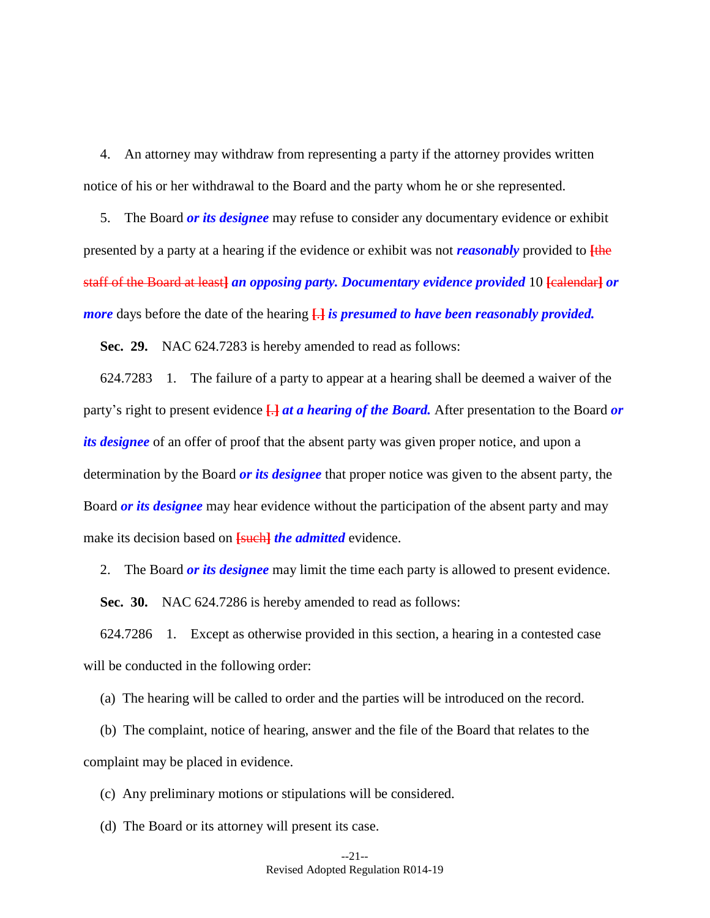4. An attorney may withdraw from representing a party if the attorney provides written notice of his or her withdrawal to the Board and the party whom he or she represented.

5. The Board ***or its designee*** may refuse to consider any documentary evidence or exhibit presented by a party at a hearing if the evidence or exhibit was not ***reasonably*** provided to **[**the staff of the Board at least**]** ***an opposing party. Documentary evidence provided*** 10 **[**calendar**]** ***or more*** days before the date of the hearing **[**.**]** ***is presumed to have been reasonably provided.***

**Sec. 29.** NAC 624.7283 is hereby amended to read as follows:

624.7283 1. The failure of a party to appear at a hearing shall be deemed a waiver of the party's right to present evidence **[**.**]** ***at a hearing of the Board.*** After presentation to the Board ***or its designee*** of an offer of proof that the absent party was given proper notice, and upon a determination by the Board ***or its designee*** that proper notice was given to the absent party, the Board ***or its designee*** may hear evidence without the participation of the absent party and may make its decision based on **[**such**]** ***the admitted*** evidence.

2. The Board ***or its designee*** may limit the time each party is allowed to present evidence.

**Sec. 30.** NAC 624.7286 is hereby amended to read as follows:

624.7286 1. Except as otherwise provided in this section, a hearing in a contested case will be conducted in the following order:

(a) The hearing will be called to order and the parties will be introduced on the record.

(b) The complaint, notice of hearing, answer and the file of the Board that relates to the complaint may be placed in evidence.

(c) Any preliminary motions or stipulations will be considered.

(d) The Board or its attorney will present its case.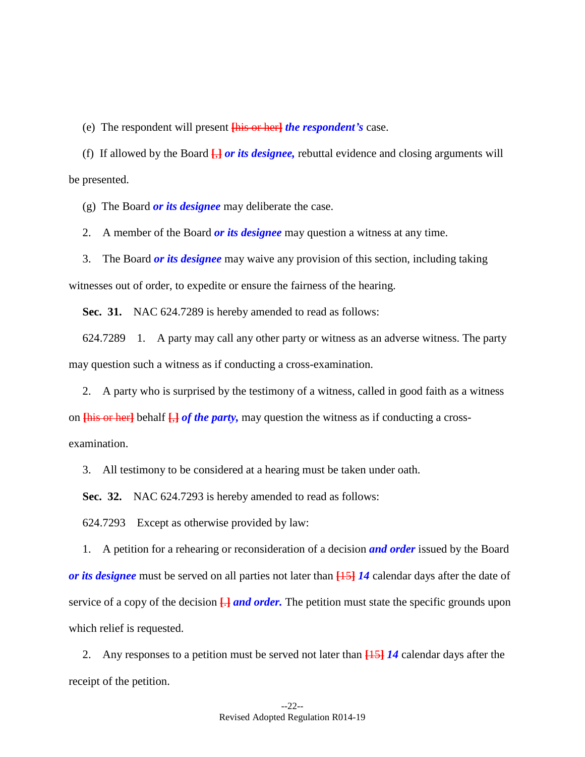(e) The respondent will present [his or her] ***the respondent's*** case.

(f) If allowed by the Board [,] ***or its designee,*** rebuttal evidence and closing arguments will be presented.

(g) The Board ***or its designee*** may deliberate the case.

2. A member of the Board ***or its designee*** may question a witness at any time.

3. The Board ***or its designee*** may waive any provision of this section, including taking witnesses out of order, to expedite or ensure the fairness of the hearing.

**Sec. 31.** NAC 624.7289 is hereby amended to read as follows:

624.7289 1. A party may call any other party or witness as an adverse witness. The party may question such a witness as if conducting a cross-examination.

2. A party who is surprised by the testimony of a witness, called in good faith as a witness on [his or her] behalf [,] ***of the party,*** may question the witness as if conducting a cross-examination.

3. All testimony to be considered at a hearing must be taken under oath.

**Sec. 32.** NAC 624.7293 is hereby amended to read as follows:

624.7293 Except as otherwise provided by law:

1. A petition for a rehearing or reconsideration of a decision ***and order*** issued by the Board ***or its designee*** must be served on all parties not later than [15] ***14*** calendar days after the date of service of a copy of the decision [.] ***and order.*** The petition must state the specific grounds upon which relief is requested.

2. Any responses to a petition must be served not later than [15] ***14*** calendar days after the receipt of the petition.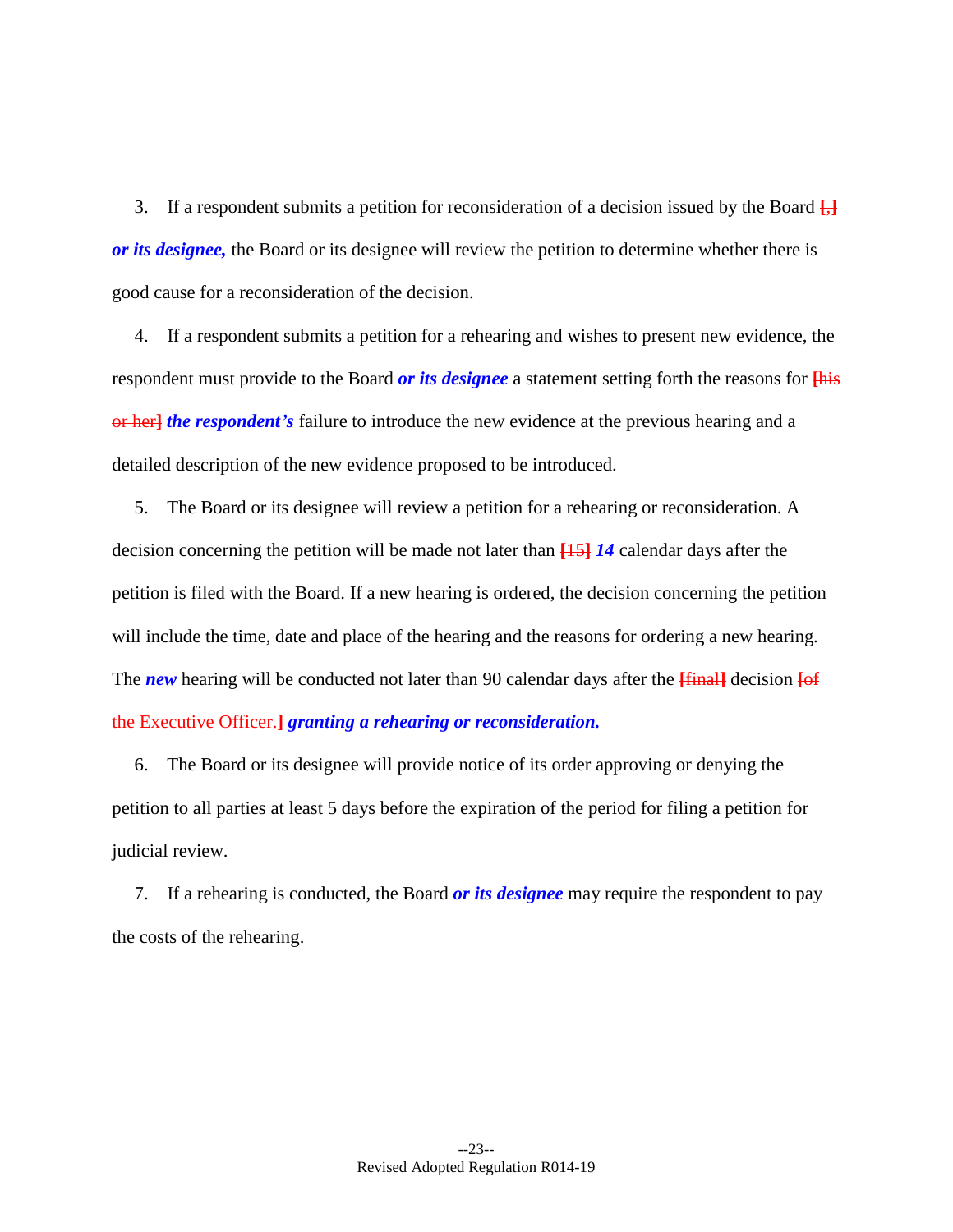3. If a respondent submits a petition for reconsideration of a decision issued by the Board [,] ***or its designee,*** the Board or its designee will review the petition to determine whether there is good cause for a reconsideration of the decision.

4. If a respondent submits a petition for a rehearing and wishes to present new evidence, the respondent must provide to the Board ***or its designee*** a statement setting forth the reasons for [his or her] ***the respondent's*** failure to introduce the new evidence at the previous hearing and a detailed description of the new evidence proposed to be introduced.

5. The Board or its designee will review a petition for a rehearing or reconsideration. A decision concerning the petition will be made not later than [15] ***14*** calendar days after the petition is filed with the Board. If a new hearing is ordered, the decision concerning the petition will include the time, date and place of the hearing and the reasons for ordering a new hearing. The ***new*** hearing will be conducted not later than 90 calendar days after the [final] decision [of the Executive Officer.] ***granting a rehearing or reconsideration.***

6. The Board or its designee will provide notice of its order approving or denying the petition to all parties at least 5 days before the expiration of the period for filing a petition for judicial review.

7. If a rehearing is conducted, the Board ***or its designee*** may require the respondent to pay the costs of the rehearing.